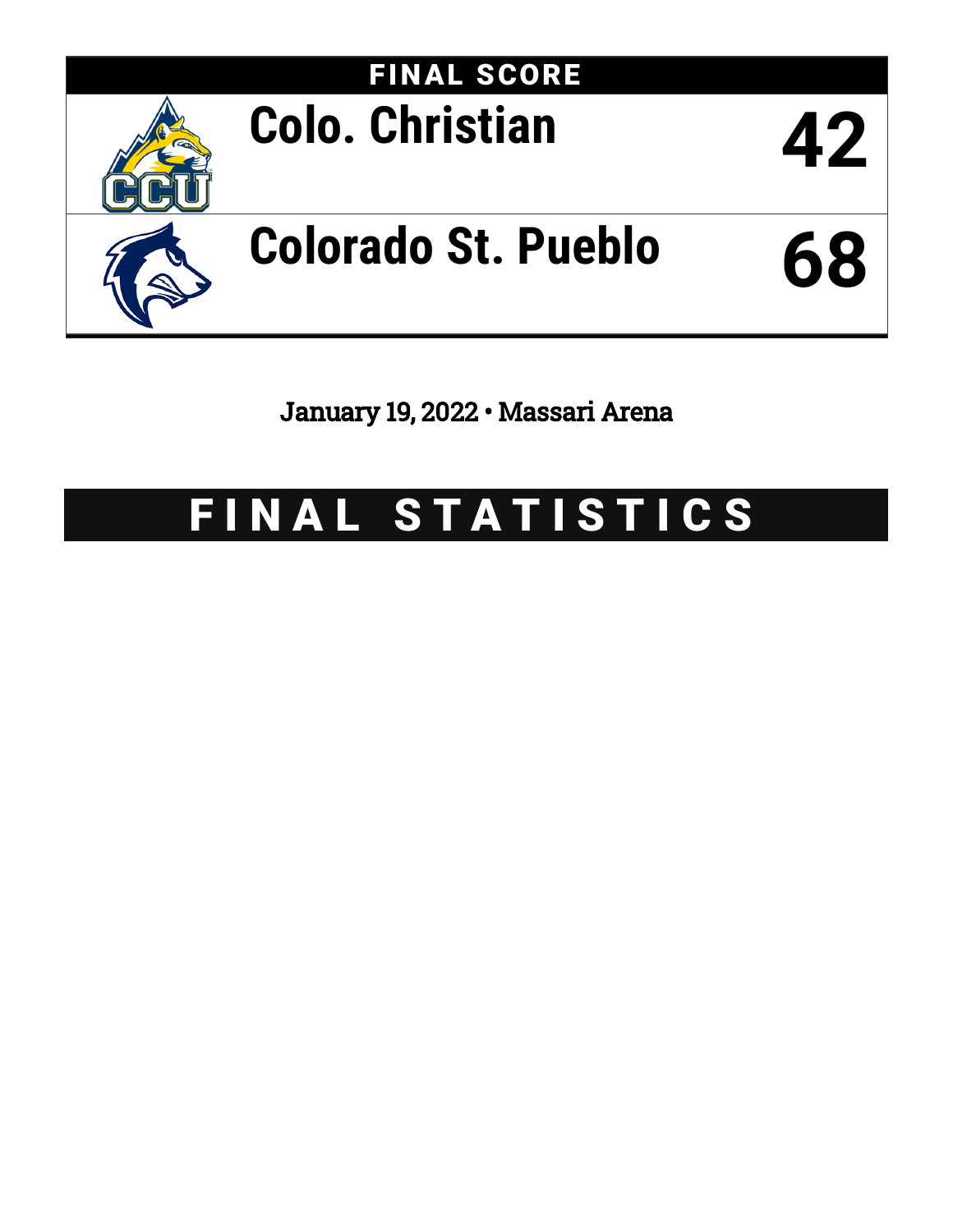## FINAL SCORE

| Team | Score |
| --- | --- |
| Colo. Christian | 42 |
| Colorado St. Pueblo | 68 |

January 19, 2022 • Massari Arena

# FINAL STATISTICS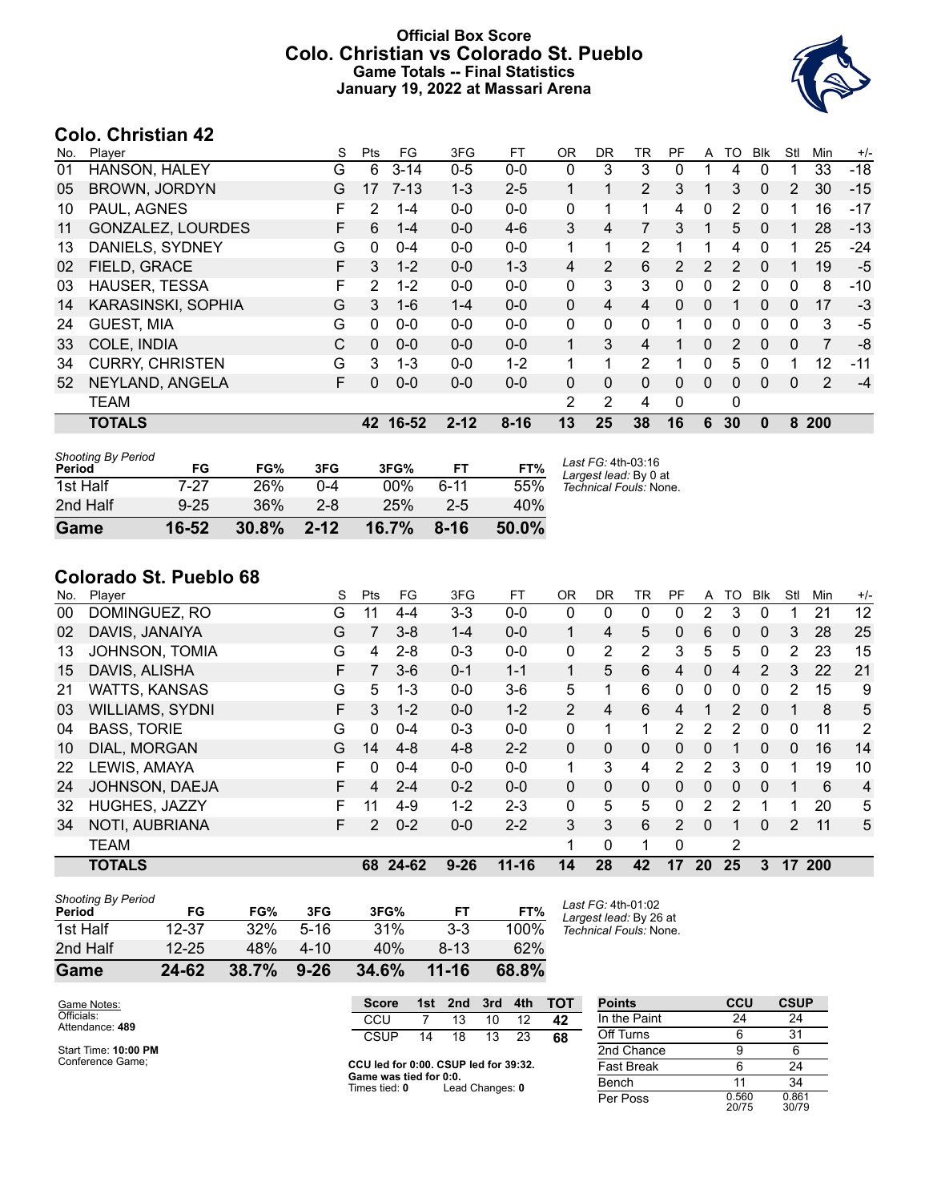# Official Box Score
## Colo. Christian vs Colorado St. Pueblo
### Game Totals -- Final Statistics
### January 19, 2022 at Massari Arena

## Colo. Christian 42

| No. | Player | S | Pts | FG | 3FG | FT | OR | DR | TR | PF | A | TO | Blk | Stl | Min | +/- |
|---|---|---|---|---|---|---|---|---|---|---|---|---|---|---|---|---|
| 01 | HANSON, HALEY | G | 6 | 3-14 | 0-5 | 0-0 | 0 | 3 | 3 | 0 | 1 | 4 | 0 | 1 | 33 | -18 |
| 05 | BROWN, JORDYN | G | 17 | 7-13 | 1-3 | 2-5 | 1 | 1 | 2 | 3 | 1 | 3 | 0 | 2 | 30 | -15 |
| 10 | PAUL, AGNES | F | 2 | 1-4 | 0-0 | 0-0 | 0 | 1 | 1 | 4 | 0 | 2 | 0 | 1 | 16 | -17 |
| 11 | GONZALEZ, LOURDES | F | 6 | 1-4 | 0-0 | 4-6 | 3 | 4 | 7 | 3 | 1 | 5 | 0 | 1 | 28 | -13 |
| 13 | DANIELS, SYDNEY | G | 0 | 0-4 | 0-0 | 0-0 | 1 | 1 | 2 | 1 | 1 | 4 | 0 | 1 | 25 | -24 |
| 02 | FIELD, GRACE | F | 3 | 1-2 | 0-0 | 1-3 | 4 | 2 | 6 | 2 | 2 | 2 | 0 | 1 | 19 | -5 |
| 03 | HAUSER, TESSA | F | 2 | 1-2 | 0-0 | 0-0 | 0 | 3 | 3 | 0 | 0 | 2 | 0 | 0 | 8 | -10 |
| 14 | KARASINSKI, SOPHIA | G | 3 | 1-6 | 1-4 | 0-0 | 0 | 4 | 4 | 0 | 0 | 1 | 0 | 0 | 17 | -3 |
| 24 | GUEST, MIA | G | 0 | 0-0 | 0-0 | 0-0 | 0 | 0 | 0 | 1 | 0 | 0 | 0 | 0 | 3 | -5 |
| 33 | COLE, INDIA | C | 0 | 0-0 | 0-0 | 0-0 | 1 | 3 | 4 | 1 | 0 | 2 | 0 | 0 | 7 | -8 |
| 34 | CURRY, CHRISTEN | G | 3 | 1-3 | 0-0 | 1-2 | 1 | 1 | 2 | 1 | 0 | 5 | 0 | 1 | 12 | -11 |
| 52 | NEYLAND, ANGELA | F | 0 | 0-0 | 0-0 | 0-0 | 0 | 0 | 0 | 0 | 0 | 0 | 0 | 0 | 2 | -4 |
| | TEAM | | | | | | 2 | 2 | 4 | 0 | | 0 | | | | |
| | **TOTALS** | | **42** | **16-52** | **2-12** | **8-16** | **13** | **25** | **38** | **16** | **6** | **30** | **0** | **8** | **200** | |

*Shooting By Period*

| Period | FG | FG% | 3FG | 3FG% | FT | FT% |
|---|---|---|---|---|---|---|
| 1st Half | 7-27 | 26% | 0-4 | 00% | 6-11 | 55% |
| 2nd Half | 9-25 | 36% | 2-8 | 25% | 2-5 | 40% |
| **Game** | **16-52** | **30.8%** | **2-12** | **16.7%** | **8-16** | **50.0%** |

*Last FG:* 4th-03:16
*Largest lead:* By 0 at
*Technical Fouls:* None.

## Colorado St. Pueblo 68

| No. | Player | S | Pts | FG | 3FG | FT | OR | DR | TR | PF | A | TO | Blk | Stl | Min | +/- |
|---|---|---|---|---|---|---|---|---|---|---|---|---|---|---|---|---|
| 00 | DOMINGUEZ, RO | G | 11 | 4-4 | 3-3 | 0-0 | 0 | 0 | 0 | 0 | 2 | 3 | 0 | 1 | 21 | 12 |
| 02 | DAVIS, JANAIYA | G | 7 | 3-8 | 1-4 | 0-0 | 1 | 4 | 5 | 0 | 6 | 0 | 0 | 3 | 28 | 25 |
| 13 | JOHNSON, TOMIA | G | 4 | 2-8 | 0-3 | 0-0 | 0 | 2 | 2 | 3 | 5 | 5 | 0 | 2 | 23 | 15 |
| 15 | DAVIS, ALISHA | F | 7 | 3-6 | 0-1 | 1-1 | 1 | 5 | 6 | 4 | 0 | 4 | 2 | 3 | 22 | 21 |
| 21 | WATTS, KANSAS | G | 5 | 1-3 | 0-0 | 3-6 | 5 | 1 | 6 | 0 | 0 | 0 | 0 | 2 | 15 | 9 |
| 03 | WILLIAMS, SYDNI | F | 3 | 1-2 | 0-0 | 1-2 | 2 | 4 | 6 | 4 | 1 | 2 | 0 | 1 | 8 | 5 |
| 04 | BASS, TORIE | G | 0 | 0-4 | 0-3 | 0-0 | 0 | 1 | 1 | 2 | 2 | 2 | 0 | 0 | 11 | 2 |
| 10 | DIAL, MORGAN | G | 14 | 4-8 | 4-8 | 2-2 | 0 | 0 | 0 | 0 | 0 | 1 | 0 | 0 | 16 | 14 |
| 22 | LEWIS, AMAYA | F | 0 | 0-4 | 0-0 | 0-0 | 1 | 3 | 4 | 2 | 2 | 3 | 0 | 1 | 19 | 10 |
| 24 | JOHNSON, DAEJA | F | 4 | 2-4 | 0-2 | 0-0 | 0 | 0 | 0 | 0 | 0 | 0 | 0 | 1 | 6 | 4 |
| 32 | HUGHES, JAZZY | F | 11 | 4-9 | 1-2 | 2-3 | 0 | 5 | 5 | 0 | 2 | 2 | 1 | 1 | 20 | 5 |
| 34 | NOTI, AUBRIANA | F | 2 | 0-2 | 0-0 | 2-2 | 3 | 3 | 6 | 2 | 0 | 1 | 0 | 2 | 11 | 5 |
| | TEAM | | | | | | 1 | 0 | 1 | 0 | | 2 | | | | |
| | **TOTALS** | | **68** | **24-62** | **9-26** | **11-16** | **14** | **28** | **42** | **17** | **20** | **25** | **3** | **17** | **200** | |

*Shooting By Period*

| Period | FG | FG% | 3FG | 3FG% | FT | FT% |
|---|---|---|---|---|---|---|
| 1st Half | 12-37 | 32% | 5-16 | 31% | 3-3 | 100% |
| 2nd Half | 12-25 | 48% | 4-10 | 40% | 8-13 | 62% |
| **Game** | **24-62** | **38.7%** | **9-26** | **34.6%** | **11-16** | **68.8%** |

*Last FG:* 4th-01:02
*Largest lead:* By 26 at
*Technical Fouls:* None.

Game Notes:
Officials:
Attendance: **489**

Start Time: **10:00 PM**
Conference Game;

| Score | 1st | 2nd | 3rd | 4th | TOT |
|---|---|---|---|---|---|
| CCU | 7 | 13 | 10 | 12 | **42** |
| CSUP | 14 | 18 | 13 | 23 | **68** |

**CCU led for 0:00. CSUP led for 39:32.**
**Game was tied for 0:0.**
Times tied: **0** Lead Changes: **0**

| Points | CCU | CSUP |
|---|---|---|
| In the Paint | 24 | 24 |
| Off Turns | 6 | 31 |
| 2nd Chance | 9 | 6 |
| Fast Break | 6 | 24 |
| Bench | 11 | 34 |
| Per Poss | 0.560 20/75 | 0.861 30/79 |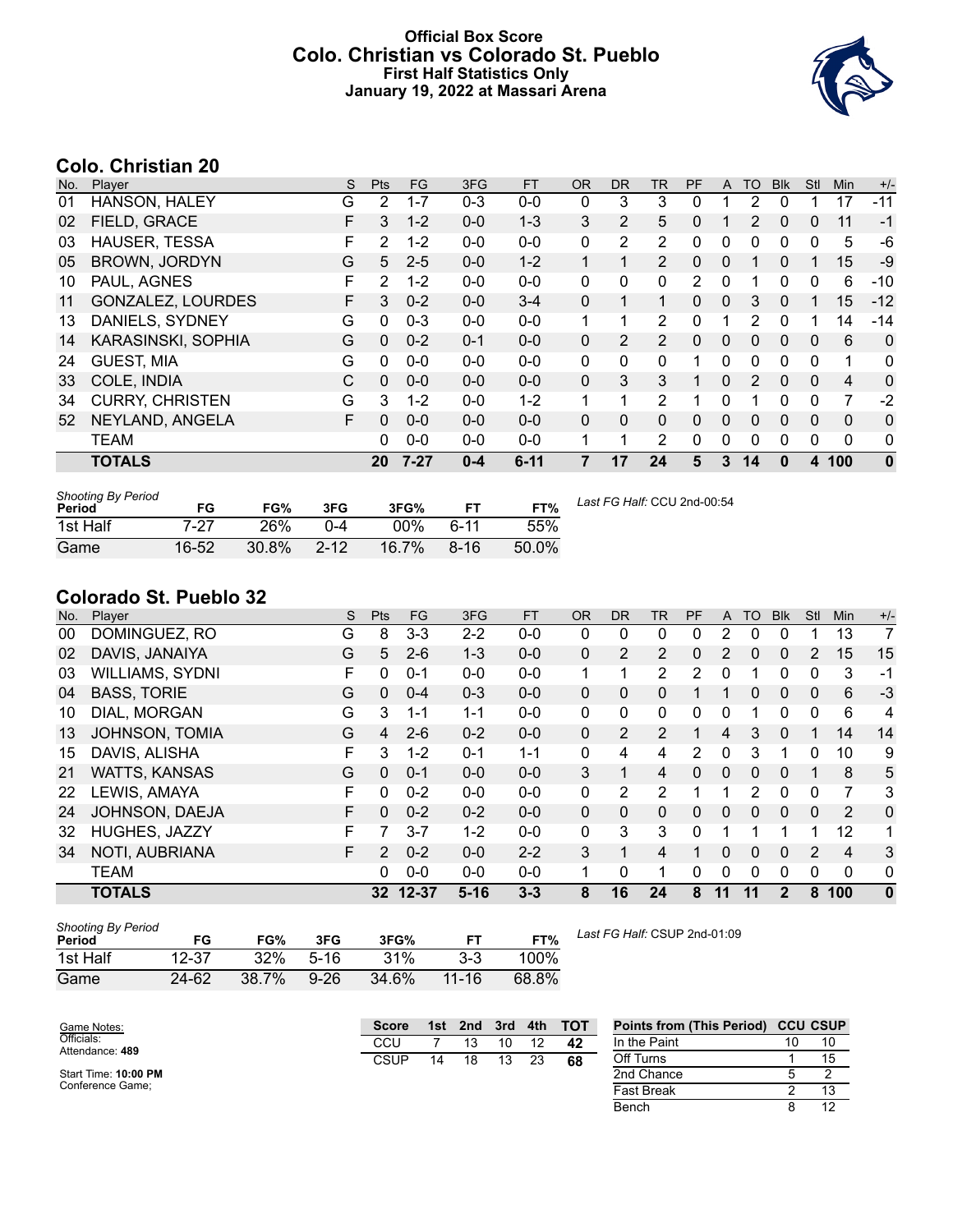# Official Box Score
## Colo. Christian vs Colorado St. Pueblo
### First Half Statistics Only
### January 19, 2022 at Massari Arena

## Colo. Christian 20

| No. | Player | S | Pts | FG | 3FG | FT | OR | DR | TR | PF | A | TO | Blk | Stl | Min | +/- |
|---|---|---|---|---|---|---|---|---|---|---|---|---|---|---|---|---|
| 01 | HANSON, HALEY | G | 2 | 1-7 | 0-3 | 0-0 | 0 | 3 | 3 | 0 | 1 | 2 | 0 | 1 | 17 | -11 |
| 02 | FIELD, GRACE | F | 3 | 1-2 | 0-0 | 1-3 | 3 | 2 | 5 | 0 | 1 | 2 | 0 | 0 | 11 | -1 |
| 03 | HAUSER, TESSA | F | 2 | 1-2 | 0-0 | 0-0 | 0 | 2 | 2 | 0 | 0 | 0 | 0 | 0 | 5 | -6 |
| 05 | BROWN, JORDYN | G | 5 | 2-5 | 0-0 | 1-2 | 1 | 1 | 2 | 0 | 0 | 1 | 0 | 1 | 15 | -9 |
| 10 | PAUL, AGNES | F | 2 | 1-2 | 0-0 | 0-0 | 0 | 0 | 0 | 2 | 0 | 1 | 0 | 0 | 6 | -10 |
| 11 | GONZALEZ, LOURDES | F | 3 | 0-2 | 0-0 | 3-4 | 0 | 1 | 1 | 0 | 0 | 3 | 0 | 1 | 15 | -12 |
| 13 | DANIELS, SYDNEY | G | 0 | 0-3 | 0-0 | 0-0 | 1 | 1 | 2 | 0 | 1 | 2 | 0 | 1 | 14 | -14 |
| 14 | KARASINSKI, SOPHIA | G | 0 | 0-2 | 0-1 | 0-0 | 0 | 2 | 2 | 0 | 0 | 0 | 0 | 0 | 6 | 0 |
| 24 | GUEST, MIA | G | 0 | 0-0 | 0-0 | 0-0 | 0 | 0 | 0 | 1 | 0 | 0 | 0 | 0 | 1 | 0 |
| 33 | COLE, INDIA | C | 0 | 0-0 | 0-0 | 0-0 | 0 | 3 | 3 | 1 | 0 | 2 | 0 | 0 | 4 | 0 |
| 34 | CURRY, CHRISTEN | G | 3 | 1-2 | 0-0 | 1-2 | 1 | 1 | 2 | 1 | 0 | 1 | 0 | 0 | 7 | -2 |
| 52 | NEYLAND, ANGELA | F | 0 | 0-0 | 0-0 | 0-0 | 0 | 0 | 0 | 0 | 0 | 0 | 0 | 0 | 0 | 0 |
| | TEAM | | 0 | 0-0 | 0-0 | 0-0 | 1 | 1 | 2 | 0 | 0 | 0 | 0 | 0 | 0 | 0 |
| | **TOTALS** | | **20** | **7-27** | **0-4** | **6-11** | **7** | **17** | **24** | **5** | **3** | **14** | **0** | **4** | **100** | **0** |

| Shooting By Period Period | FG | FG% | 3FG | 3FG% | FT | FT% |
|---|---|---|---|---|---|---|
| 1st Half | 7-27 | 26% | 0-4 | 00% | 6-11 | 55% |
| Game | 16-52 | 30.8% | 2-12 | 16.7% | 8-16 | 50.0% |

*Last FG Half:* CCU 2nd-00:54

## Colorado St. Pueblo 32

| No. | Player | S | Pts | FG | 3FG | FT | OR | DR | TR | PF | A | TO | Blk | Stl | Min | +/- |
|---|---|---|---|---|---|---|---|---|---|---|---|---|---|---|---|---|
| 00 | DOMINGUEZ, RO | G | 8 | 3-3 | 2-2 | 0-0 | 0 | 0 | 0 | 0 | 2 | 0 | 0 | 1 | 13 | 7 |
| 02 | DAVIS, JANAIYA | G | 5 | 2-6 | 1-3 | 0-0 | 0 | 2 | 2 | 0 | 2 | 0 | 0 | 2 | 15 | 15 |
| 03 | WILLIAMS, SYDNI | F | 0 | 0-1 | 0-0 | 0-0 | 1 | 1 | 2 | 2 | 0 | 1 | 0 | 0 | 3 | -1 |
| 04 | BASS, TORIE | G | 0 | 0-4 | 0-3 | 0-0 | 0 | 0 | 0 | 1 | 1 | 0 | 0 | 0 | 6 | -3 |
| 10 | DIAL, MORGAN | G | 3 | 1-1 | 1-1 | 0-0 | 0 | 0 | 0 | 0 | 0 | 1 | 0 | 0 | 6 | 4 |
| 13 | JOHNSON, TOMIA | G | 4 | 2-6 | 0-2 | 0-0 | 0 | 2 | 2 | 1 | 4 | 3 | 0 | 1 | 14 | 14 |
| 15 | DAVIS, ALISHA | F | 3 | 1-2 | 0-1 | 1-1 | 0 | 4 | 4 | 2 | 0 | 3 | 1 | 0 | 10 | 9 |
| 21 | WATTS, KANSAS | G | 0 | 0-1 | 0-0 | 0-0 | 3 | 1 | 4 | 0 | 0 | 0 | 0 | 1 | 8 | 5 |
| 22 | LEWIS, AMAYA | F | 0 | 0-2 | 0-0 | 0-0 | 0 | 2 | 2 | 1 | 1 | 2 | 0 | 0 | 7 | 3 |
| 24 | JOHNSON, DAEJA | F | 0 | 0-2 | 0-2 | 0-0 | 0 | 0 | 0 | 0 | 0 | 0 | 0 | 0 | 2 | 0 |
| 32 | HUGHES, JAZZY | F | 7 | 3-7 | 1-2 | 0-0 | 0 | 3 | 3 | 0 | 1 | 1 | 1 | 1 | 12 | 1 |
| 34 | NOTI, AUBRIANA | F | 2 | 0-2 | 0-0 | 2-2 | 3 | 1 | 4 | 1 | 0 | 0 | 0 | 2 | 4 | 3 |
| | TEAM | | 0 | 0-0 | 0-0 | 0-0 | 1 | 0 | 1 | 0 | 0 | 0 | 0 | 0 | 0 | 0 |
| | **TOTALS** | | **32** | **12-37** | **5-16** | **3-3** | **8** | **16** | **24** | **8** | **11** | **11** | **2** | **8** | **100** | **0** |

| Shooting By Period Period | FG | FG% | 3FG | 3FG% | FT | FT% |
|---|---|---|---|---|---|---|
| 1st Half | 12-37 | 32% | 5-16 | 31% | 3-3 | 100% |
| Game | 24-62 | 38.7% | 9-26 | 34.6% | 11-16 | 68.8% |

*Last FG Half:* CSUP 2nd-01:09

Game Notes:
Officials:
Attendance: **489**

Start Time: **10:00 PM**
Conference Game;

| Score | 1st | 2nd | 3rd | 4th | TOT |
|---|---|---|---|---|---|
| CCU | 7 | 13 | 10 | 12 | **42** |
| CSUP | 14 | 18 | 13 | 23 | **68** |

| Points from (This Period) | CCU | CSUP |
|---|---|---|
| In the Paint | 10 | 10 |
| Off Turns | 1 | 15 |
| 2nd Chance | 5 | 2 |
| Fast Break | 2 | 13 |
| Bench | 8 | 12 |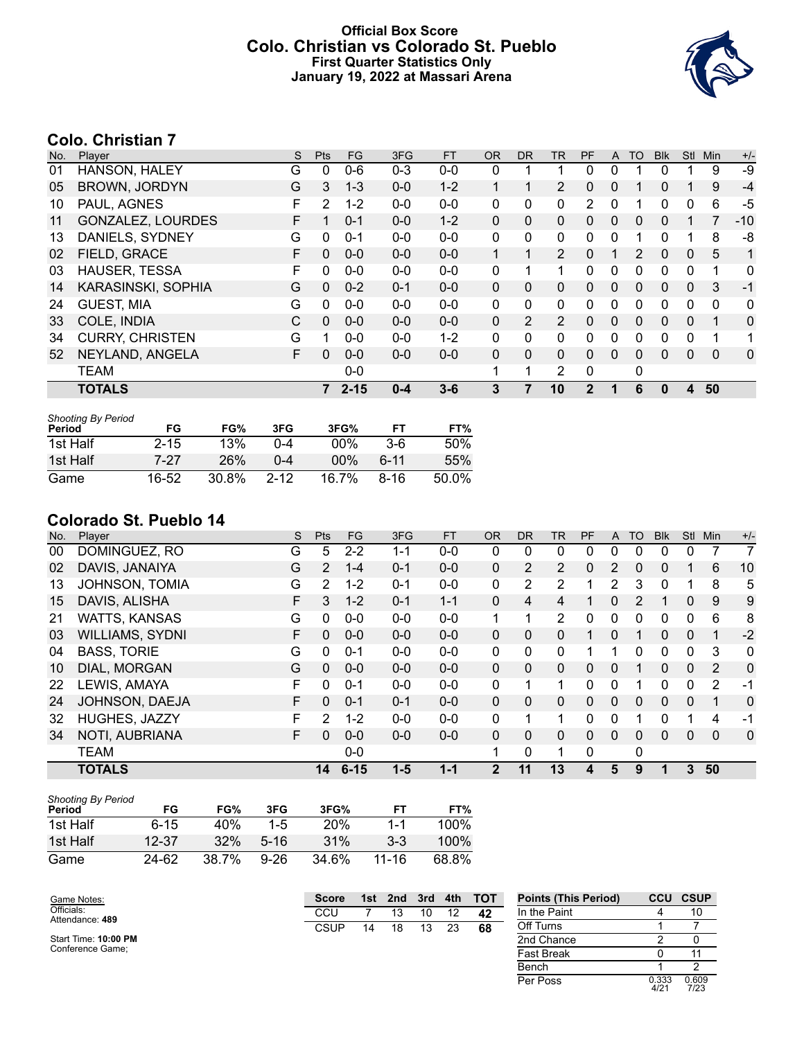# Official Box Score
## Colo. Christian vs Colorado St. Pueblo
### First Quarter Statistics Only
### January 19, 2022 at Massari Arena

## Colo. Christian 7

| No. | Player | S | Pts | FG | 3FG | FT | OR | DR | TR | PF | A | TO | Blk | Stl | Min | +/- |
|---|---|---|---|---|---|---|---|---|---|---|---|---|---|---|---|---|
| 01 | HANSON, HALEY | G | 0 | 0-6 | 0-3 | 0-0 | 0 | 1 | 1 | 0 | 0 | 1 | 0 | 1 | 9 | -9 |
| 05 | BROWN, JORDYN | G | 3 | 1-3 | 0-0 | 1-2 | 1 | 1 | 2 | 0 | 0 | 1 | 0 | 1 | 9 | -4 |
| 10 | PAUL, AGNES | F | 2 | 1-2 | 0-0 | 0-0 | 0 | 0 | 0 | 2 | 0 | 1 | 0 | 0 | 6 | -5 |
| 11 | GONZALEZ, LOURDES | F | 1 | 0-1 | 0-0 | 1-2 | 0 | 0 | 0 | 0 | 0 | 0 | 0 | 1 | 7 | -10 |
| 13 | DANIELS, SYDNEY | G | 0 | 0-1 | 0-0 | 0-0 | 0 | 0 | 0 | 0 | 0 | 1 | 0 | 1 | 8 | -8 |
| 02 | FIELD, GRACE | F | 0 | 0-0 | 0-0 | 0-0 | 1 | 1 | 2 | 0 | 1 | 2 | 0 | 0 | 5 | 1 |
| 03 | HAUSER, TESSA | F | 0 | 0-0 | 0-0 | 0-0 | 0 | 1 | 1 | 0 | 0 | 0 | 0 | 0 | 1 | 0 |
| 14 | KARASINSKI, SOPHIA | G | 0 | 0-2 | 0-1 | 0-0 | 0 | 0 | 0 | 0 | 0 | 0 | 0 | 0 | 3 | -1 |
| 24 | GUEST, MIA | G | 0 | 0-0 | 0-0 | 0-0 | 0 | 0 | 0 | 0 | 0 | 0 | 0 | 0 | 0 | 0 |
| 33 | COLE, INDIA | C | 0 | 0-0 | 0-0 | 0-0 | 0 | 2 | 2 | 0 | 0 | 0 | 0 | 0 | 1 | 0 |
| 34 | CURRY, CHRISTEN | G | 1 | 0-0 | 0-0 | 1-2 | 0 | 0 | 0 | 0 | 0 | 0 | 0 | 0 | 1 | 1 |
| 52 | NEYLAND, ANGELA | F | 0 | 0-0 | 0-0 | 0-0 | 0 | 0 | 0 | 0 | 0 | 0 | 0 | 0 | 0 | 0 |
| | TEAM | | | 0-0 | | | 1 | 1 | 2 | 0 | | 0 | | | | |
| | **TOTALS** | | **7** | **2-15** | **0-4** | **3-6** | **3** | **7** | **10** | **2** | **1** | **6** | **0** | **4** | **50** | |

*Shooting By Period*

| Period | FG | FG% | 3FG | 3FG% | FT | FT% |
|---|---|---|---|---|---|---|
| 1st Half | 2-15 | 13% | 0-4 | 00% | 3-6 | 50% |
| 1st Half | 7-27 | 26% | 0-4 | 00% | 6-11 | 55% |
| Game | 16-52 | 30.8% | 2-12 | 16.7% | 8-16 | 50.0% |

## Colorado St. Pueblo 14

| No. | Player | S | Pts | FG | 3FG | FT | OR | DR | TR | PF | A | TO | Blk | Stl | Min | +/- |
|---|---|---|---|---|---|---|---|---|---|---|---|---|---|---|---|---|
| 00 | DOMINGUEZ, RO | G | 5 | 2-2 | 1-1 | 0-0 | 0 | 0 | 0 | 0 | 0 | 0 | 0 | 0 | 7 | 7 |
| 02 | DAVIS, JANAIYA | G | 2 | 1-4 | 0-1 | 0-0 | 0 | 2 | 2 | 0 | 2 | 0 | 0 | 1 | 6 | 10 |
| 13 | JOHNSON, TOMIA | G | 2 | 1-2 | 0-1 | 0-0 | 0 | 2 | 2 | 1 | 2 | 3 | 0 | 1 | 8 | 5 |
| 15 | DAVIS, ALISHA | F | 3 | 1-2 | 0-1 | 1-1 | 0 | 4 | 4 | 1 | 0 | 2 | 1 | 0 | 9 | 9 |
| 21 | WATTS, KANSAS | G | 0 | 0-0 | 0-0 | 0-0 | 1 | 1 | 2 | 0 | 0 | 0 | 0 | 0 | 6 | 8 |
| 03 | WILLIAMS, SYDNI | F | 0 | 0-0 | 0-0 | 0-0 | 0 | 0 | 0 | 1 | 0 | 1 | 0 | 0 | 1 | -2 |
| 04 | BASS, TORIE | G | 0 | 0-1 | 0-0 | 0-0 | 0 | 0 | 0 | 1 | 1 | 0 | 0 | 0 | 3 | 0 |
| 10 | DIAL, MORGAN | G | 0 | 0-0 | 0-0 | 0-0 | 0 | 0 | 0 | 0 | 0 | 1 | 0 | 0 | 2 | 0 |
| 22 | LEWIS, AMAYA | F | 0 | 0-1 | 0-0 | 0-0 | 0 | 1 | 1 | 0 | 0 | 1 | 0 | 0 | 2 | -1 |
| 24 | JOHNSON, DAEJA | F | 0 | 0-1 | 0-1 | 0-0 | 0 | 0 | 0 | 0 | 0 | 0 | 0 | 0 | 1 | 0 |
| 32 | HUGHES, JAZZY | F | 2 | 1-2 | 0-0 | 0-0 | 0 | 1 | 1 | 0 | 0 | 1 | 0 | 1 | 4 | -1 |
| 34 | NOTI, AUBRIANA | F | 0 | 0-0 | 0-0 | 0-0 | 0 | 0 | 0 | 0 | 0 | 0 | 0 | 0 | 0 | 0 |
| | TEAM | | | 0-0 | | | 1 | 0 | 1 | 0 | | 0 | | | | |
| | **TOTALS** | | **14** | **6-15** | **1-5** | **1-1** | **2** | **11** | **13** | **4** | **5** | **9** | **1** | **3** | **50** | |

*Shooting By Period*

| Period | FG | FG% | 3FG | 3FG% | FT | FT% |
|---|---|---|---|---|---|---|
| 1st Half | 6-15 | 40% | 1-5 | 20% | 1-1 | 100% |
| 1st Half | 12-37 | 32% | 5-16 | 31% | 3-3 | 100% |
| Game | 24-62 | 38.7% | 9-26 | 34.6% | 11-16 | 68.8% |

Game Notes:
Officials:
Attendance: **489**

Start Time: **10:00 PM**
Conference Game;

| Score | 1st | 2nd | 3rd | 4th | TOT |
|---|---|---|---|---|---|
| CCU | 7 | 13 | 10 | 12 | **42** |
| CSUP | 14 | 18 | 13 | 23 | **68** |

| Points (This Period) | CCU | CSUP |
|---|---|---|
| In the Paint | 4 | 10 |
| Off Turns | 1 | 7 |
| 2nd Chance | 2 | 0 |
| Fast Break | 0 | 11 |
| Bench | 1 | 2 |
| Per Poss | 0.333 4/21 | 0.609 7/23 |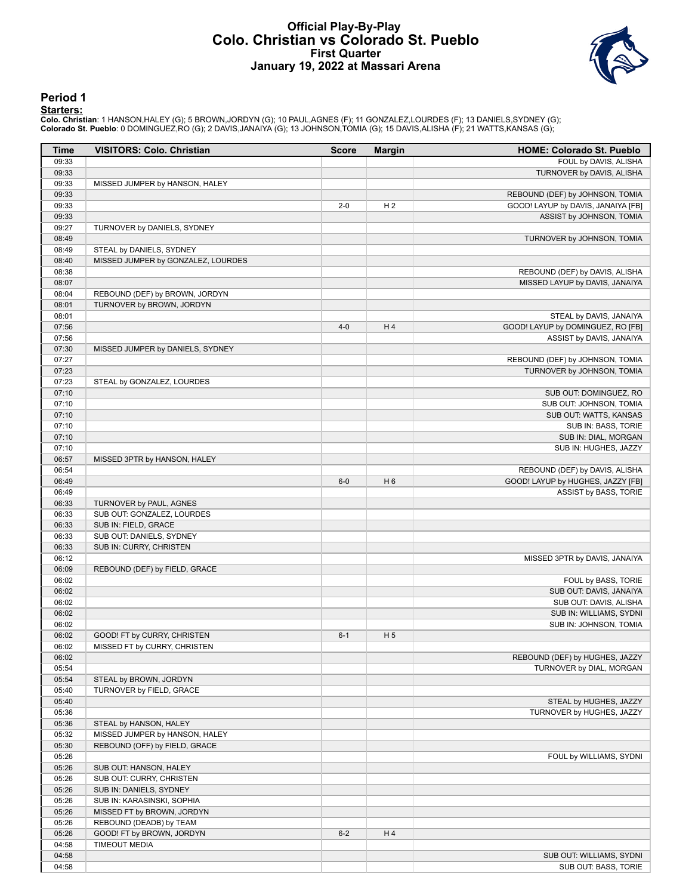# Official Play-By-Play
## Colo. Christian vs Colorado St. Pueblo
### First Quarter
### January 19, 2022 at Massari Arena

## Period 1

**Starters:**

**Colo. Christian**: 1 HANSON,HALEY (G); 5 BROWN,JORDYN (G); 10 PAUL,AGNES (F); 11 GONZALEZ,LOURDES (F); 13 DANIELS,SYDNEY (G);
**Colorado St. Pueblo**: 0 DOMINGUEZ,RO (G); 2 DAVIS,JANAIYA (G); 13 JOHNSON,TOMIA (G); 15 DAVIS,ALISHA (F); 21 WATTS,KANSAS (G);

| Time | VISITORS: Colo. Christian | Score | Margin | HOME: Colorado St. Pueblo |
|---|---|---|---|---|
| 09:33 | | | | FOUL by DAVIS, ALISHA |
| 09:33 | | | | TURNOVER by DAVIS, ALISHA |
| 09:33 | MISSED JUMPER by HANSON, HALEY | | | |
| 09:33 | | | | REBOUND (DEF) by JOHNSON, TOMIA |
| 09:33 | | 2-0 | H 2 | GOOD! LAYUP by DAVIS, JANAIYA [FB] |
| 09:33 | | | | ASSIST by JOHNSON, TOMIA |
| 09:27 | TURNOVER by DANIELS, SYDNEY | | | |
| 08:49 | | | | TURNOVER by JOHNSON, TOMIA |
| 08:49 | STEAL by DANIELS, SYDNEY | | | |
| 08:40 | MISSED JUMPER by GONZALEZ, LOURDES | | | |
| 08:38 | | | | REBOUND (DEF) by DAVIS, ALISHA |
| 08:07 | | | | MISSED LAYUP by DAVIS, JANAIYA |
| 08:04 | REBOUND (DEF) by BROWN, JORDYN | | | |
| 08:01 | TURNOVER by BROWN, JORDYN | | | |
| 08:01 | | | | STEAL by DAVIS, JANAIYA |
| 07:56 | | 4-0 | H 4 | GOOD! LAYUP by DOMINGUEZ, RO [FB] |
| 07:56 | | | | ASSIST by DAVIS, JANAIYA |
| 07:30 | MISSED JUMPER by DANIELS, SYDNEY | | | |
| 07:27 | | | | REBOUND (DEF) by JOHNSON, TOMIA |
| 07:23 | | | | TURNOVER by JOHNSON, TOMIA |
| 07:23 | STEAL by GONZALEZ, LOURDES | | | |
| 07:10 | | | | SUB OUT: DOMINGUEZ, RO |
| 07:10 | | | | SUB OUT: JOHNSON, TOMIA |
| 07:10 | | | | SUB OUT: WATTS, KANSAS |
| 07:10 | | | | SUB IN: BASS, TORIE |
| 07:10 | | | | SUB IN: DIAL, MORGAN |
| 07:10 | | | | SUB IN: HUGHES, JAZZY |
| 06:57 | MISSED 3PTR by HANSON, HALEY | | | |
| 06:54 | | | | REBOUND (DEF) by DAVIS, ALISHA |
| 06:49 | | 6-0 | H 6 | GOOD! LAYUP by HUGHES, JAZZY [FB] |
| 06:49 | | | | ASSIST by BASS, TORIE |
| 06:33 | TURNOVER by PAUL, AGNES | | | |
| 06:33 | SUB OUT: GONZALEZ, LOURDES | | | |
| 06:33 | SUB IN: FIELD, GRACE | | | |
| 06:33 | SUB OUT: DANIELS, SYDNEY | | | |
| 06:33 | SUB IN: CURRY, CHRISTEN | | | |
| 06:12 | | | | MISSED 3PTR by DAVIS, JANAIYA |
| 06:09 | REBOUND (DEF) by FIELD, GRACE | | | |
| 06:02 | | | | FOUL by BASS, TORIE |
| 06:02 | | | | SUB OUT: DAVIS, JANAIYA |
| 06:02 | | | | SUB OUT: DAVIS, ALISHA |
| 06:02 | | | | SUB IN: WILLIAMS, SYDNI |
| 06:02 | | | | SUB IN: JOHNSON, TOMIA |
| 06:02 | GOOD! FT by CURRY, CHRISTEN | 6-1 | H 5 | |
| 06:02 | MISSED FT by CURRY, CHRISTEN | | | |
| 06:02 | | | | REBOUND (DEF) by HUGHES, JAZZY |
| 05:54 | | | | TURNOVER by DIAL, MORGAN |
| 05:54 | STEAL by BROWN, JORDYN | | | |
| 05:40 | TURNOVER by FIELD, GRACE | | | |
| 05:40 | | | | STEAL by HUGHES, JAZZY |
| 05:36 | | | | TURNOVER by HUGHES, JAZZY |
| 05:36 | STEAL by HANSON, HALEY | | | |
| 05:32 | MISSED JUMPER by HANSON, HALEY | | | |
| 05:30 | REBOUND (OFF) by FIELD, GRACE | | | |
| 05:26 | | | | FOUL by WILLIAMS, SYDNI |
| 05:26 | SUB OUT: HANSON, HALEY | | | |
| 05:26 | SUB OUT: CURRY, CHRISTEN | | | |
| 05:26 | SUB IN: DANIELS, SYDNEY | | | |
| 05:26 | SUB IN: KARASINSKI, SOPHIA | | | |
| 05:26 | MISSED FT by BROWN, JORDYN | | | |
| 05:26 | REBOUND (DEADB) by TEAM | | | |
| 05:26 | GOOD! FT by BROWN, JORDYN | 6-2 | H 4 | |
| 04:58 | TIMEOUT MEDIA | | | |
| 04:58 | | | | SUB OUT: WILLIAMS, SYDNI |
| 04:58 | | | | SUB OUT: BASS, TORIE |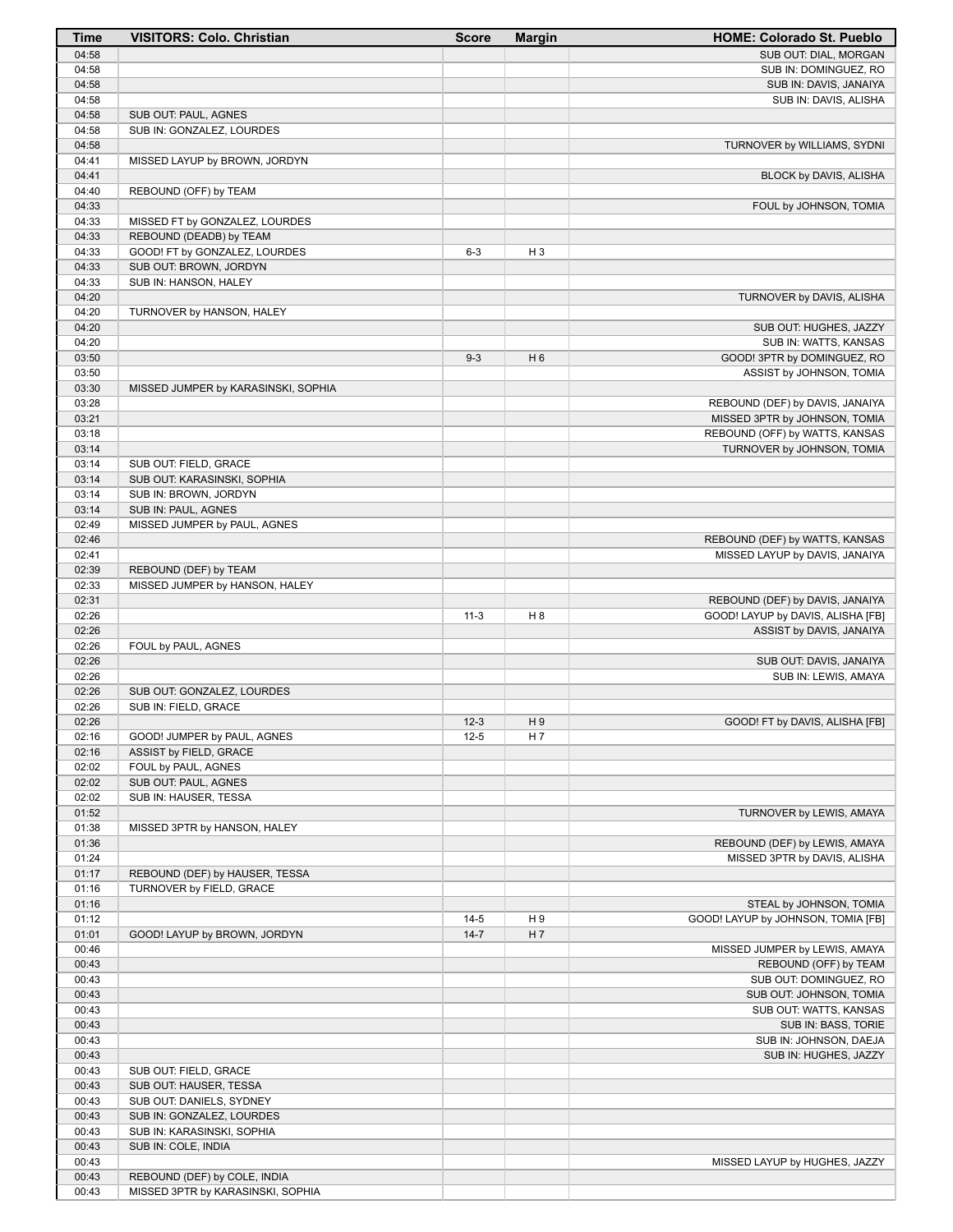| Time | VISITORS: Colo. Christian | Score | Margin | HOME: Colorado St. Pueblo |
|---|---|---|---|---|
| 04:58 | | | | SUB OUT: DIAL, MORGAN |
| 04:58 | | | | SUB IN: DOMINGUEZ, RO |
| 04:58 | | | | SUB IN: DAVIS, JANAIYA |
| 04:58 | | | | SUB IN: DAVIS, ALISHA |
| 04:58 | SUB OUT: PAUL, AGNES | | | |
| 04:58 | SUB IN: GONZALEZ, LOURDES | | | |
| 04:58 | | | | TURNOVER by WILLIAMS, SYDNI |
| 04:41 | MISSED LAYUP by BROWN, JORDYN | | | |
| 04:41 | | | | BLOCK by DAVIS, ALISHA |
| 04:40 | REBOUND (OFF) by TEAM | | | |
| 04:33 | | | | FOUL by JOHNSON, TOMIA |
| 04:33 | MISSED FT by GONZALEZ, LOURDES | | | |
| 04:33 | REBOUND (DEADB) by TEAM | | | |
| 04:33 | GOOD! FT by GONZALEZ, LOURDES | 6-3 | H 3 | |
| 04:33 | SUB OUT: BROWN, JORDYN | | | |
| 04:33 | SUB IN: HANSON, HALEY | | | |
| 04:20 | | | | TURNOVER by DAVIS, ALISHA |
| 04:20 | TURNOVER by HANSON, HALEY | | | |
| 04:20 | | | | SUB OUT: HUGHES, JAZZY |
| 04:20 | | | | SUB IN: WATTS, KANSAS |
| 03:50 | | 9-3 | H 6 | GOOD! 3PTR by DOMINGUEZ, RO |
| 03:50 | | | | ASSIST by JOHNSON, TOMIA |
| 03:30 | MISSED JUMPER by KARASINSKI, SOPHIA | | | |
| 03:28 | | | | REBOUND (DEF) by DAVIS, JANAIYA |
| 03:21 | | | | MISSED 3PTR by JOHNSON, TOMIA |
| 03:18 | | | | REBOUND (OFF) by WATTS, KANSAS |
| 03:14 | | | | TURNOVER by JOHNSON, TOMIA |
| 03:14 | SUB OUT: FIELD, GRACE | | | |
| 03:14 | SUB OUT: KARASINSKI, SOPHIA | | | |
| 03:14 | SUB IN: BROWN, JORDYN | | | |
| 03:14 | SUB IN: PAUL, AGNES | | | |
| 02:49 | MISSED JUMPER by PAUL, AGNES | | | |
| 02:46 | | | | REBOUND (DEF) by WATTS, KANSAS |
| 02:41 | | | | MISSED LAYUP by DAVIS, JANAIYA |
| 02:39 | REBOUND (DEF) by TEAM | | | |
| 02:33 | MISSED JUMPER by HANSON, HALEY | | | |
| 02:31 | | | | REBOUND (DEF) by DAVIS, JANAIYA |
| 02:26 | | 11-3 | H 8 | GOOD! LAYUP by DAVIS, ALISHA [FB] |
| 02:26 | | | | ASSIST by DAVIS, JANAIYA |
| 02:26 | FOUL by PAUL, AGNES | | | |
| 02:26 | | | | SUB OUT: DAVIS, JANAIYA |
| 02:26 | | | | SUB IN: LEWIS, AMAYA |
| 02:26 | SUB OUT: GONZALEZ, LOURDES | | | |
| 02:26 | SUB IN: FIELD, GRACE | | | |
| 02:26 | | 12-3 | H 9 | GOOD! FT by DAVIS, ALISHA [FB] |
| 02:16 | GOOD! JUMPER by PAUL, AGNES | 12-5 | H 7 | |
| 02:16 | ASSIST by FIELD, GRACE | | | |
| 02:02 | FOUL by PAUL, AGNES | | | |
| 02:02 | SUB OUT: PAUL, AGNES | | | |
| 02:02 | SUB IN: HAUSER, TESSA | | | |
| 01:52 | | | | TURNOVER by LEWIS, AMAYA |
| 01:38 | MISSED 3PTR by HANSON, HALEY | | | |
| 01:36 | | | | REBOUND (DEF) by LEWIS, AMAYA |
| 01:24 | | | | MISSED 3PTR by DAVIS, ALISHA |
| 01:17 | REBOUND (DEF) by HAUSER, TESSA | | | |
| 01:16 | TURNOVER by FIELD, GRACE | | | |
| 01:16 | | | | STEAL by JOHNSON, TOMIA |
| 01:12 | | 14-5 | H 9 | GOOD! LAYUP by JOHNSON, TOMIA [FB] |
| 01:01 | GOOD! LAYUP by BROWN, JORDYN | 14-7 | H 7 | |
| 00:46 | | | | MISSED JUMPER by LEWIS, AMAYA |
| 00:43 | | | | REBOUND (OFF) by TEAM |
| 00:43 | | | | SUB OUT: DOMINGUEZ, RO |
| 00:43 | | | | SUB OUT: JOHNSON, TOMIA |
| 00:43 | | | | SUB OUT: WATTS, KANSAS |
| 00:43 | | | | SUB IN: BASS, TORIE |
| 00:43 | | | | SUB IN: JOHNSON, DAEJA |
| 00:43 | | | | SUB IN: HUGHES, JAZZY |
| 00:43 | SUB OUT: FIELD, GRACE | | | |
| 00:43 | SUB OUT: HAUSER, TESSA | | | |
| 00:43 | SUB OUT: DANIELS, SYDNEY | | | |
| 00:43 | SUB IN: GONZALEZ, LOURDES | | | |
| 00:43 | SUB IN: KARASINSKI, SOPHIA | | | |
| 00:43 | SUB IN: COLE, INDIA | | | |
| 00:43 | | | | MISSED LAYUP by HUGHES, JAZZY |
| 00:43 | REBOUND (DEF) by COLE, INDIA | | | |
| 00:43 | MISSED 3PTR by KARASINSKI, SOPHIA | | | |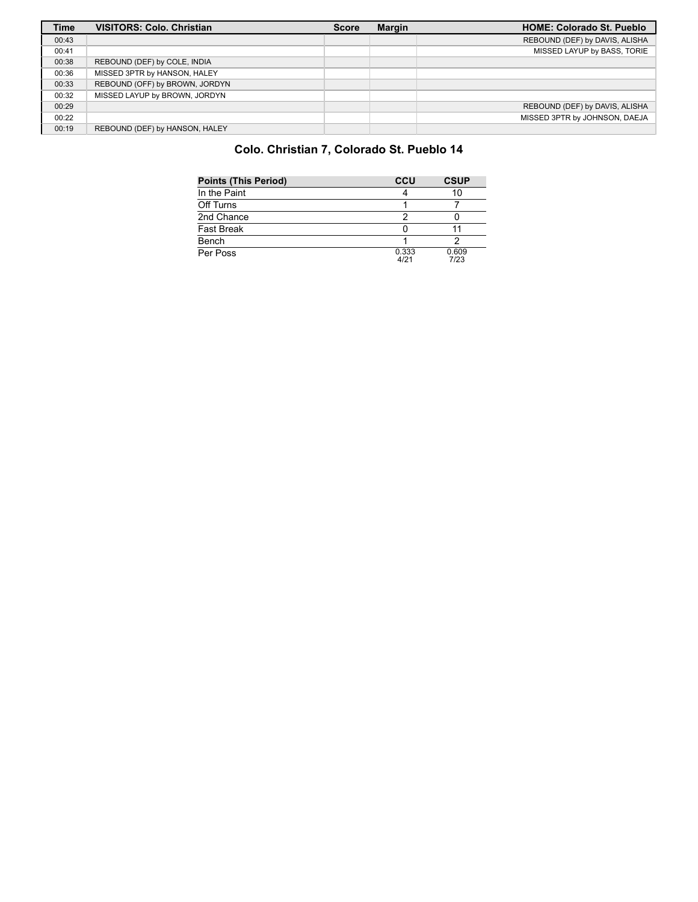| Time | VISITORS: Colo. Christian | Score | Margin | HOME: Colorado St. Pueblo |
| --- | --- | --- | --- | --- |
| 00:43 | | | | REBOUND (DEF) by DAVIS, ALISHA |
| 00:41 | | | | MISSED LAYUP by BASS, TORIE |
| 00:38 | REBOUND (DEF) by COLE, INDIA | | | |
| 00:36 | MISSED 3PTR by HANSON, HALEY | | | |
| 00:33 | REBOUND (OFF) by BROWN, JORDYN | | | |
| 00:32 | MISSED LAYUP by BROWN, JORDYN | | | |
| 00:29 | | | | REBOUND (DEF) by DAVIS, ALISHA |
| 00:22 | | | | MISSED 3PTR by JOHNSON, DAEJA |
| 00:19 | REBOUND (DEF) by HANSON, HALEY | | | |

## Colo. Christian 7, Colorado St. Pueblo 14

| Points (This Period) | CCU | CSUP |
| --- | --- | --- |
| In the Paint | 4 | 10 |
| Off Turns | 1 | 7 |
| 2nd Chance | 2 | 0 |
| Fast Break | 0 | 11 |
| Bench | 1 | 2 |
| Per Poss | 0.333 4/21 | 0.609 7/23 |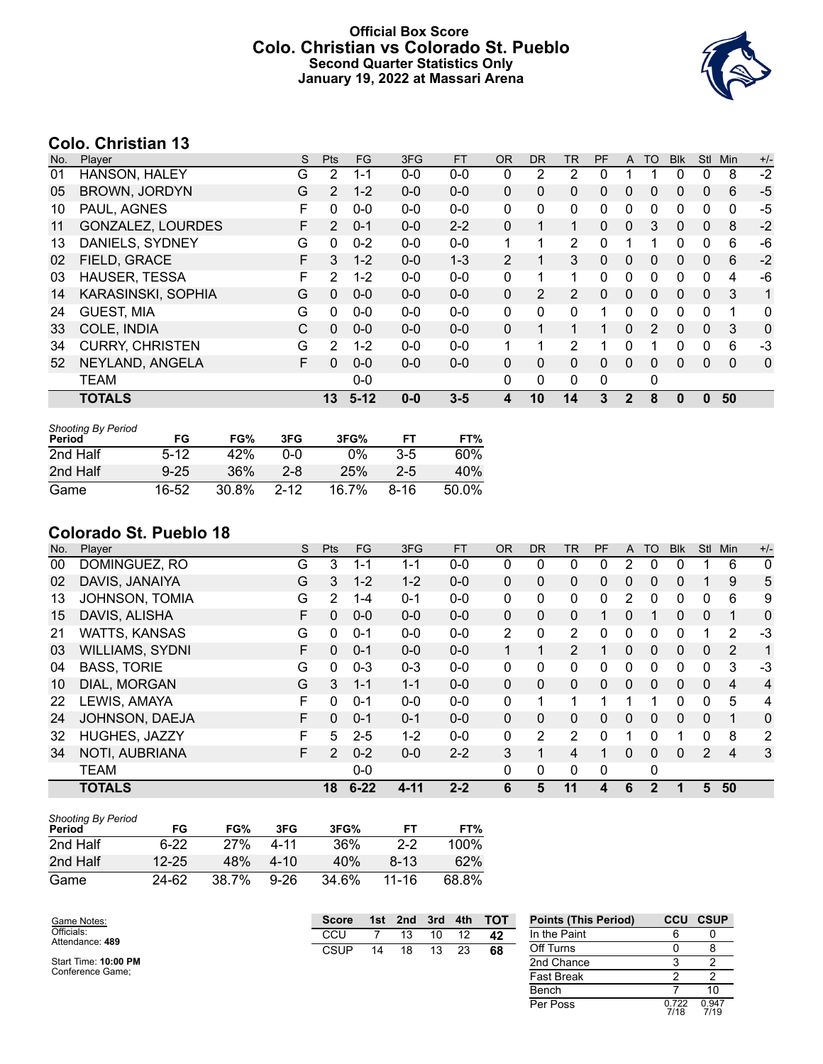# Official Box Score
## Colo. Christian vs Colorado St. Pueblo
### Second Quarter Statistics Only
### January 19, 2022 at Massari Arena

## Colo. Christian 13

| No. | Player | S | Pts | FG | 3FG | FT | OR | DR | TR | PF | A | TO | Blk | Stl | Min | +/- |
|---|---|---|---|---|---|---|---|---|---|---|---|---|---|---|---|---|
| 01 | HANSON, HALEY | G | 2 | 1-1 | 0-0 | 0-0 | 0 | 2 | 2 | 0 | 1 | 1 | 0 | 0 | 8 | -2 |
| 05 | BROWN, JORDYN | G | 2 | 1-2 | 0-0 | 0-0 | 0 | 0 | 0 | 0 | 0 | 0 | 0 | 0 | 6 | -5 |
| 10 | PAUL, AGNES | F | 0 | 0-0 | 0-0 | 0-0 | 0 | 0 | 0 | 0 | 0 | 0 | 0 | 0 | 0 | -5 |
| 11 | GONZALEZ, LOURDES | F | 2 | 0-1 | 0-0 | 2-2 | 0 | 1 | 1 | 0 | 0 | 3 | 0 | 0 | 8 | -2 |
| 13 | DANIELS, SYDNEY | G | 0 | 0-2 | 0-0 | 0-0 | 1 | 1 | 2 | 0 | 1 | 1 | 0 | 0 | 6 | -6 |
| 02 | FIELD, GRACE | F | 3 | 1-2 | 0-0 | 1-3 | 2 | 1 | 3 | 0 | 0 | 0 | 0 | 0 | 6 | -2 |
| 03 | HAUSER, TESSA | F | 2 | 1-2 | 0-0 | 0-0 | 0 | 1 | 1 | 0 | 0 | 0 | 0 | 0 | 4 | -6 |
| 14 | KARASINSKI, SOPHIA | G | 0 | 0-0 | 0-0 | 0-0 | 0 | 2 | 2 | 0 | 0 | 0 | 0 | 0 | 3 | 1 |
| 24 | GUEST, MIA | G | 0 | 0-0 | 0-0 | 0-0 | 0 | 0 | 0 | 1 | 0 | 0 | 0 | 0 | 1 | 0 |
| 33 | COLE, INDIA | C | 0 | 0-0 | 0-0 | 0-0 | 0 | 1 | 1 | 1 | 0 | 2 | 0 | 0 | 3 | 0 |
| 34 | CURRY, CHRISTEN | G | 2 | 1-2 | 0-0 | 0-0 | 1 | 1 | 2 | 1 | 0 | 1 | 0 | 0 | 6 | -3 |
| 52 | NEYLAND, ANGELA | F | 0 | 0-0 | 0-0 | 0-0 | 0 | 0 | 0 | 0 | 0 | 0 | 0 | 0 | 0 | 0 |
| | TEAM | | | 0-0 | | | 0 | 0 | 0 | 0 | | 0 | | | | |
| | **TOTALS** | | **13** | **5-12** | **0-0** | **3-5** | **4** | **10** | **14** | **3** | **2** | **8** | **0** | **0** | **50** | |

*Shooting By Period*

| Period | FG | FG% | 3FG | 3FG% | FT | FT% |
|---|---|---|---|---|---|---|
| 2nd Half | 5-12 | 42% | 0-0 | 0% | 3-5 | 60% |
| 2nd Half | 9-25 | 36% | 2-8 | 25% | 2-5 | 40% |
| Game | 16-52 | 30.8% | 2-12 | 16.7% | 8-16 | 50.0% |

## Colorado St. Pueblo 18

| No. | Player | S | Pts | FG | 3FG | FT | OR | DR | TR | PF | A | TO | Blk | Stl | Min | +/- |
|---|---|---|---|---|---|---|---|---|---|---|---|---|---|---|---|---|
| 00 | DOMINGUEZ, RO | G | 3 | 1-1 | 1-1 | 0-0 | 0 | 0 | 0 | 0 | 2 | 0 | 0 | 1 | 6 | 0 |
| 02 | DAVIS, JANAIYA | G | 3 | 1-2 | 1-2 | 0-0 | 0 | 0 | 0 | 0 | 0 | 0 | 0 | 1 | 9 | 5 |
| 13 | JOHNSON, TOMIA | G | 2 | 1-4 | 0-1 | 0-0 | 0 | 0 | 0 | 0 | 2 | 0 | 0 | 0 | 6 | 9 |
| 15 | DAVIS, ALISHA | F | 0 | 0-0 | 0-0 | 0-0 | 0 | 0 | 0 | 1 | 0 | 1 | 0 | 0 | 1 | 0 |
| 21 | WATTS, KANSAS | G | 0 | 0-1 | 0-0 | 0-0 | 2 | 0 | 2 | 0 | 0 | 0 | 0 | 1 | 2 | -3 |
| 03 | WILLIAMS, SYDNI | F | 0 | 0-1 | 0-0 | 0-0 | 1 | 1 | 2 | 1 | 0 | 0 | 0 | 0 | 2 | 1 |
| 04 | BASS, TORIE | G | 0 | 0-3 | 0-3 | 0-0 | 0 | 0 | 0 | 0 | 0 | 0 | 0 | 0 | 3 | -3 |
| 10 | DIAL, MORGAN | G | 3 | 1-1 | 1-1 | 0-0 | 0 | 0 | 0 | 0 | 0 | 0 | 0 | 0 | 4 | 4 |
| 22 | LEWIS, AMAYA | F | 0 | 0-1 | 0-0 | 0-0 | 0 | 1 | 1 | 1 | 1 | 1 | 0 | 0 | 5 | 4 |
| 24 | JOHNSON, DAEJA | F | 0 | 0-1 | 0-1 | 0-0 | 0 | 0 | 0 | 0 | 0 | 0 | 0 | 0 | 1 | 0 |
| 32 | HUGHES, JAZZY | F | 5 | 2-5 | 1-2 | 0-0 | 0 | 2 | 2 | 0 | 1 | 0 | 1 | 0 | 8 | 2 |
| 34 | NOTI, AUBRIANA | F | 2 | 0-2 | 0-0 | 2-2 | 3 | 1 | 4 | 1 | 0 | 0 | 0 | 2 | 4 | 3 |
| | TEAM | | | 0-0 | | | 0 | 0 | 0 | 0 | | 0 | | | | |
| | **TOTALS** | | **18** | **6-22** | **4-11** | **2-2** | **6** | **5** | **11** | **4** | **6** | **2** | **1** | **5** | **50** | |

*Shooting By Period*

| Period | FG | FG% | 3FG | 3FG% | FT | FT% |
|---|---|---|---|---|---|---|
| 2nd Half | 6-22 | 27% | 4-11 | 36% | 2-2 | 100% |
| 2nd Half | 12-25 | 48% | 4-10 | 40% | 8-13 | 62% |
| Game | 24-62 | 38.7% | 9-26 | 34.6% | 11-16 | 68.8% |

Game Notes:
Officials:
Attendance: **489**

Start Time: **10:00 PM**
Conference Game;

| Score | 1st | 2nd | 3rd | 4th | TOT |
|---|---|---|---|---|---|
| CCU | 7 | 13 | 10 | 12 | **42** |
| CSUP | 14 | 18 | 13 | 23 | **68** |

| Points (This Period) | CCU | CSUP |
|---|---|---|
| In the Paint | 6 | 0 |
| Off Turns | 0 | 8 |
| 2nd Chance | 3 | 2 |
| Fast Break | 2 | 2 |
| Bench | 7 | 10 |
| Per Poss | 0.722 7/18 | 0.947 7/19 |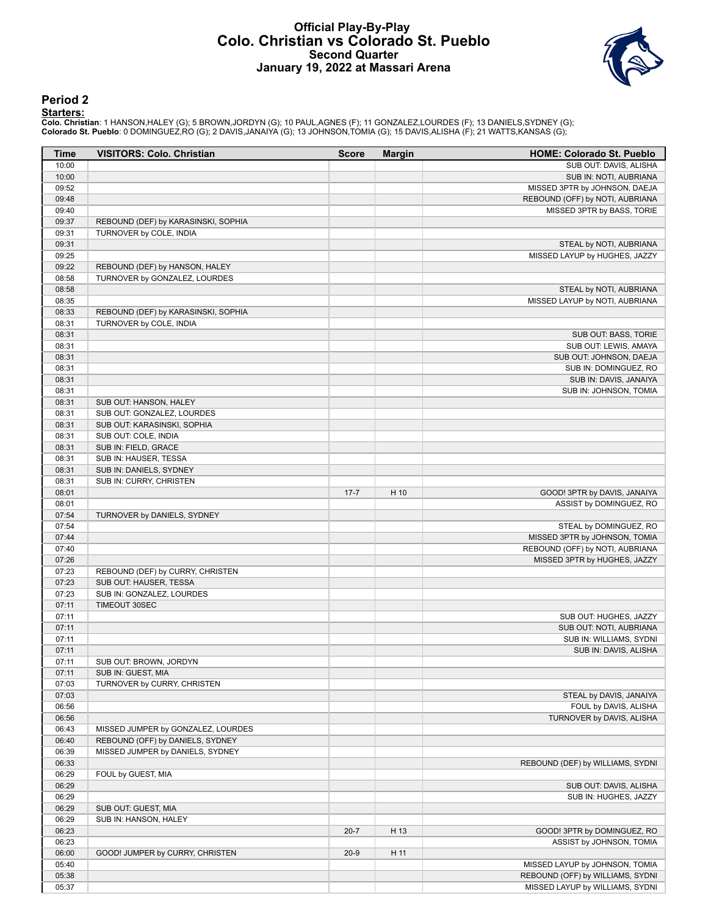# Official Play-By-Play
## Colo. Christian vs Colorado St. Pueblo
### Second Quarter
### January 19, 2022 at Massari Arena

## Period 2

**Starters:**

**Colo. Christian**: 1 HANSON,HALEY (G); 5 BROWN,JORDYN (G); 10 PAUL,AGNES (F); 11 GONZALEZ,LOURDES (F); 13 DANIELS,SYDNEY (G);
**Colorado St. Pueblo**: 0 DOMINGUEZ,RO (G); 2 DAVIS,JANAIYA (G); 13 JOHNSON,TOMIA (G); 15 DAVIS,ALISHA (F); 21 WATTS,KANSAS (G);

| Time | VISITORS: Colo. Christian | Score | Margin | HOME: Colorado St. Pueblo |
|---|---|---|---|---|
| 10:00 | | | | SUB OUT: DAVIS, ALISHA |
| 10:00 | | | | SUB IN: NOTI, AUBRIANA |
| 09:52 | | | | MISSED 3PTR by JOHNSON, DAEJA |
| 09:48 | | | | REBOUND (OFF) by NOTI, AUBRIANA |
| 09:40 | | | | MISSED 3PTR by BASS, TORIE |
| 09:37 | REBOUND (DEF) by KARASINSKI, SOPHIA | | | |
| 09:31 | TURNOVER by COLE, INDIA | | | |
| 09:31 | | | | STEAL by NOTI, AUBRIANA |
| 09:25 | | | | MISSED LAYUP by HUGHES, JAZZY |
| 09:22 | REBOUND (DEF) by HANSON, HALEY | | | |
| 08:58 | TURNOVER by GONZALEZ, LOURDES | | | |
| 08:58 | | | | STEAL by NOTI, AUBRIANA |
| 08:35 | | | | MISSED LAYUP by NOTI, AUBRIANA |
| 08:33 | REBOUND (DEF) by KARASINSKI, SOPHIA | | | |
| 08:31 | TURNOVER by COLE, INDIA | | | |
| 08:31 | | | | SUB OUT: BASS, TORIE |
| 08:31 | | | | SUB OUT: LEWIS, AMAYA |
| 08:31 | | | | SUB OUT: JOHNSON, DAEJA |
| 08:31 | | | | SUB IN: DOMINGUEZ, RO |
| 08:31 | | | | SUB IN: DAVIS, JANAIYA |
| 08:31 | | | | SUB IN: JOHNSON, TOMIA |
| 08:31 | SUB OUT: HANSON, HALEY | | | |
| 08:31 | SUB OUT: GONZALEZ, LOURDES | | | |
| 08:31 | SUB OUT: KARASINSKI, SOPHIA | | | |
| 08:31 | SUB OUT: COLE, INDIA | | | |
| 08:31 | SUB IN: FIELD, GRACE | | | |
| 08:31 | SUB IN: HAUSER, TESSA | | | |
| 08:31 | SUB IN: DANIELS, SYDNEY | | | |
| 08:31 | SUB IN: CURRY, CHRISTEN | | | |
| 08:01 | | 17-7 | H 10 | GOOD! 3PTR by DAVIS, JANAIYA |
| 08:01 | | | | ASSIST by DOMINGUEZ, RO |
| 07:54 | TURNOVER by DANIELS, SYDNEY | | | |
| 07:54 | | | | STEAL by DOMINGUEZ, RO |
| 07:44 | | | | MISSED 3PTR by JOHNSON, TOMIA |
| 07:40 | | | | REBOUND (OFF) by NOTI, AUBRIANA |
| 07:26 | | | | MISSED 3PTR by HUGHES, JAZZY |
| 07:23 | REBOUND (DEF) by CURRY, CHRISTEN | | | |
| 07:23 | SUB OUT: HAUSER, TESSA | | | |
| 07:23 | SUB IN: GONZALEZ, LOURDES | | | |
| 07:11 | TIMEOUT 30SEC | | | |
| 07:11 | | | | SUB OUT: HUGHES, JAZZY |
| 07:11 | | | | SUB OUT: NOTI, AUBRIANA |
| 07:11 | | | | SUB IN: WILLIAMS, SYDNI |
| 07:11 | | | | SUB IN: DAVIS, ALISHA |
| 07:11 | SUB OUT: BROWN, JORDYN | | | |
| 07:11 | SUB IN: GUEST, MIA | | | |
| 07:03 | TURNOVER by CURRY, CHRISTEN | | | |
| 07:03 | | | | STEAL by DAVIS, JANAIYA |
| 06:56 | | | | FOUL by DAVIS, ALISHA |
| 06:56 | | | | TURNOVER by DAVIS, ALISHA |
| 06:43 | MISSED JUMPER by GONZALEZ, LOURDES | | | |
| 06:40 | REBOUND (OFF) by DANIELS, SYDNEY | | | |
| 06:39 | MISSED JUMPER by DANIELS, SYDNEY | | | |
| 06:33 | | | | REBOUND (DEF) by WILLIAMS, SYDNI |
| 06:29 | FOUL by GUEST, MIA | | | |
| 06:29 | | | | SUB OUT: DAVIS, ALISHA |
| 06:29 | | | | SUB IN: HUGHES, JAZZY |
| 06:29 | SUB OUT: GUEST, MIA | | | |
| 06:29 | SUB IN: HANSON, HALEY | | | |
| 06:23 | | 20-7 | H 13 | GOOD! 3PTR by DOMINGUEZ, RO |
| 06:23 | | | | ASSIST by JOHNSON, TOMIA |
| 06:00 | GOOD! JUMPER by CURRY, CHRISTEN | 20-9 | H 11 | |
| 05:40 | | | | MISSED LAYUP by JOHNSON, TOMIA |
| 05:38 | | | | REBOUND (OFF) by WILLIAMS, SYDNI |
| 05:37 | | | | MISSED LAYUP by WILLIAMS, SYDNI |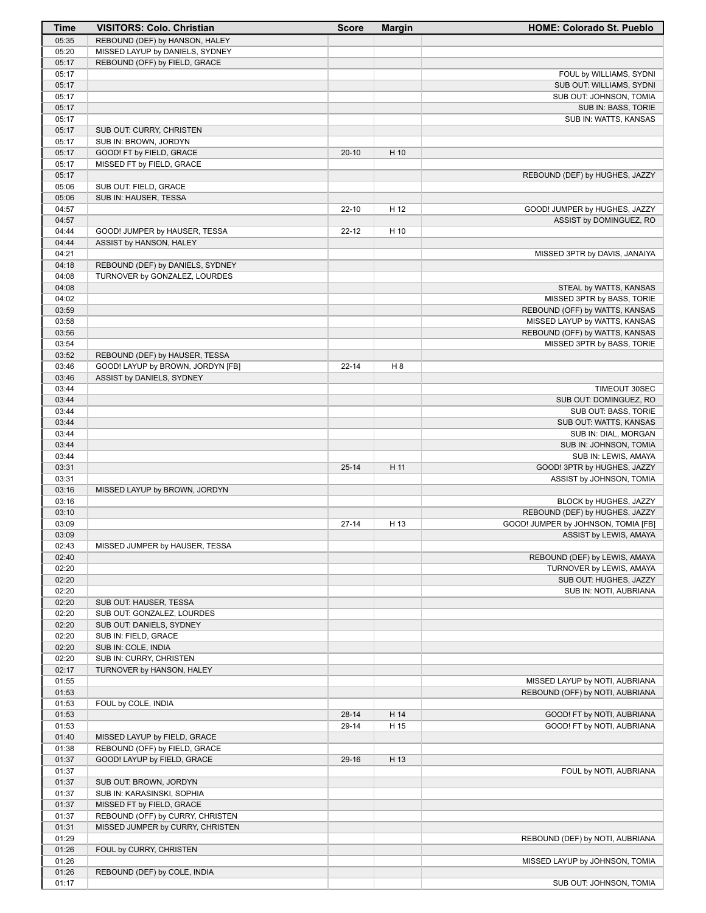| Time | VISITORS: Colo. Christian | Score | Margin | HOME: Colorado St. Pueblo |
|---|---|---|---|---|
| 05:35 | REBOUND (DEF) by HANSON, HALEY | | | |
| 05:20 | MISSED LAYUP by DANIELS, SYDNEY | | | |
| 05:17 | REBOUND (OFF) by FIELD, GRACE | | | |
| 05:17 | | | | FOUL by WILLIAMS, SYDNI |
| 05:17 | | | | SUB OUT: WILLIAMS, SYDNI |
| 05:17 | | | | SUB OUT: JOHNSON, TOMIA |
| 05:17 | | | | SUB IN: BASS, TORIE |
| 05:17 | | | | SUB IN: WATTS, KANSAS |
| 05:17 | SUB OUT: CURRY, CHRISTEN | | | |
| 05:17 | SUB IN: BROWN, JORDYN | | | |
| 05:17 | GOOD! FT by FIELD, GRACE | 20-10 | H 10 | |
| 05:17 | MISSED FT by FIELD, GRACE | | | |
| 05:17 | | | | REBOUND (DEF) by HUGHES, JAZZY |
| 05:06 | SUB OUT: FIELD, GRACE | | | |
| 05:06 | SUB IN: HAUSER, TESSA | | | |
| 04:57 | | 22-10 | H 12 | GOOD! JUMPER by HUGHES, JAZZY |
| 04:57 | | | | ASSIST by DOMINGUEZ, RO |
| 04:44 | GOOD! JUMPER by HAUSER, TESSA | 22-12 | H 10 | |
| 04:44 | ASSIST by HANSON, HALEY | | | |
| 04:21 | | | | MISSED 3PTR by DAVIS, JANAIYA |
| 04:18 | REBOUND (DEF) by DANIELS, SYDNEY | | | |
| 04:08 | TURNOVER by GONZALEZ, LOURDES | | | |
| 04:08 | | | | STEAL by WATTS, KANSAS |
| 04:02 | | | | MISSED 3PTR by BASS, TORIE |
| 03:59 | | | | REBOUND (OFF) by WATTS, KANSAS |
| 03:58 | | | | MISSED LAYUP by WATTS, KANSAS |
| 03:56 | | | | REBOUND (OFF) by WATTS, KANSAS |
| 03:54 | | | | MISSED 3PTR by BASS, TORIE |
| 03:52 | REBOUND (DEF) by HAUSER, TESSA | | | |
| 03:46 | GOOD! LAYUP by BROWN, JORDYN [FB] | 22-14 | H 8 | |
| 03:46 | ASSIST by DANIELS, SYDNEY | | | |
| 03:44 | | | | TIMEOUT 30SEC |
| 03:44 | | | | SUB OUT: DOMINGUEZ, RO |
| 03:44 | | | | SUB OUT: BASS, TORIE |
| 03:44 | | | | SUB OUT: WATTS, KANSAS |
| 03:44 | | | | SUB IN: DIAL, MORGAN |
| 03:44 | | | | SUB IN: JOHNSON, TOMIA |
| 03:44 | | | | SUB IN: LEWIS, AMAYA |
| 03:31 | | 25-14 | H 11 | GOOD! 3PTR by HUGHES, JAZZY |
| 03:31 | | | | ASSIST by JOHNSON, TOMIA |
| 03:16 | MISSED LAYUP by BROWN, JORDYN | | | |
| 03:16 | | | | BLOCK by HUGHES, JAZZY |
| 03:10 | | | | REBOUND (DEF) by HUGHES, JAZZY |
| 03:09 | | 27-14 | H 13 | GOOD! JUMPER by JOHNSON, TOMIA [FB] |
| 03:09 | | | | ASSIST by LEWIS, AMAYA |
| 02:43 | MISSED JUMPER by HAUSER, TESSA | | | |
| 02:40 | | | | REBOUND (DEF) by LEWIS, AMAYA |
| 02:20 | | | | TURNOVER by LEWIS, AMAYA |
| 02:20 | | | | SUB OUT: HUGHES, JAZZY |
| 02:20 | | | | SUB IN: NOTI, AUBRIANA |
| 02:20 | SUB OUT: HAUSER, TESSA | | | |
| 02:20 | SUB OUT: GONZALEZ, LOURDES | | | |
| 02:20 | SUB OUT: DANIELS, SYDNEY | | | |
| 02:20 | SUB IN: FIELD, GRACE | | | |
| 02:20 | SUB IN: COLE, INDIA | | | |
| 02:20 | SUB IN: CURRY, CHRISTEN | | | |
| 02:17 | TURNOVER by HANSON, HALEY | | | |
| 01:55 | | | | MISSED LAYUP by NOTI, AUBRIANA |
| 01:53 | | | | REBOUND (OFF) by NOTI, AUBRIANA |
| 01:53 | FOUL by COLE, INDIA | | | |
| 01:53 | | 28-14 | H 14 | GOOD! FT by NOTI, AUBRIANA |
| 01:53 | | 29-14 | H 15 | GOOD! FT by NOTI, AUBRIANA |
| 01:40 | MISSED LAYUP by FIELD, GRACE | | | |
| 01:38 | REBOUND (OFF) by FIELD, GRACE | | | |
| 01:37 | GOOD! LAYUP by FIELD, GRACE | 29-16 | H 13 | |
| 01:37 | | | | FOUL by NOTI, AUBRIANA |
| 01:37 | SUB OUT: BROWN, JORDYN | | | |
| 01:37 | SUB IN: KARASINSKI, SOPHIA | | | |
| 01:37 | MISSED FT by FIELD, GRACE | | | |
| 01:37 | REBOUND (OFF) by CURRY, CHRISTEN | | | |
| 01:31 | MISSED JUMPER by CURRY, CHRISTEN | | | |
| 01:29 | | | | REBOUND (DEF) by NOTI, AUBRIANA |
| 01:26 | FOUL by CURRY, CHRISTEN | | | |
| 01:26 | | | | MISSED LAYUP by JOHNSON, TOMIA |
| 01:26 | REBOUND (DEF) by COLE, INDIA | | | |
| 01:17 | | | | SUB OUT: JOHNSON, TOMIA |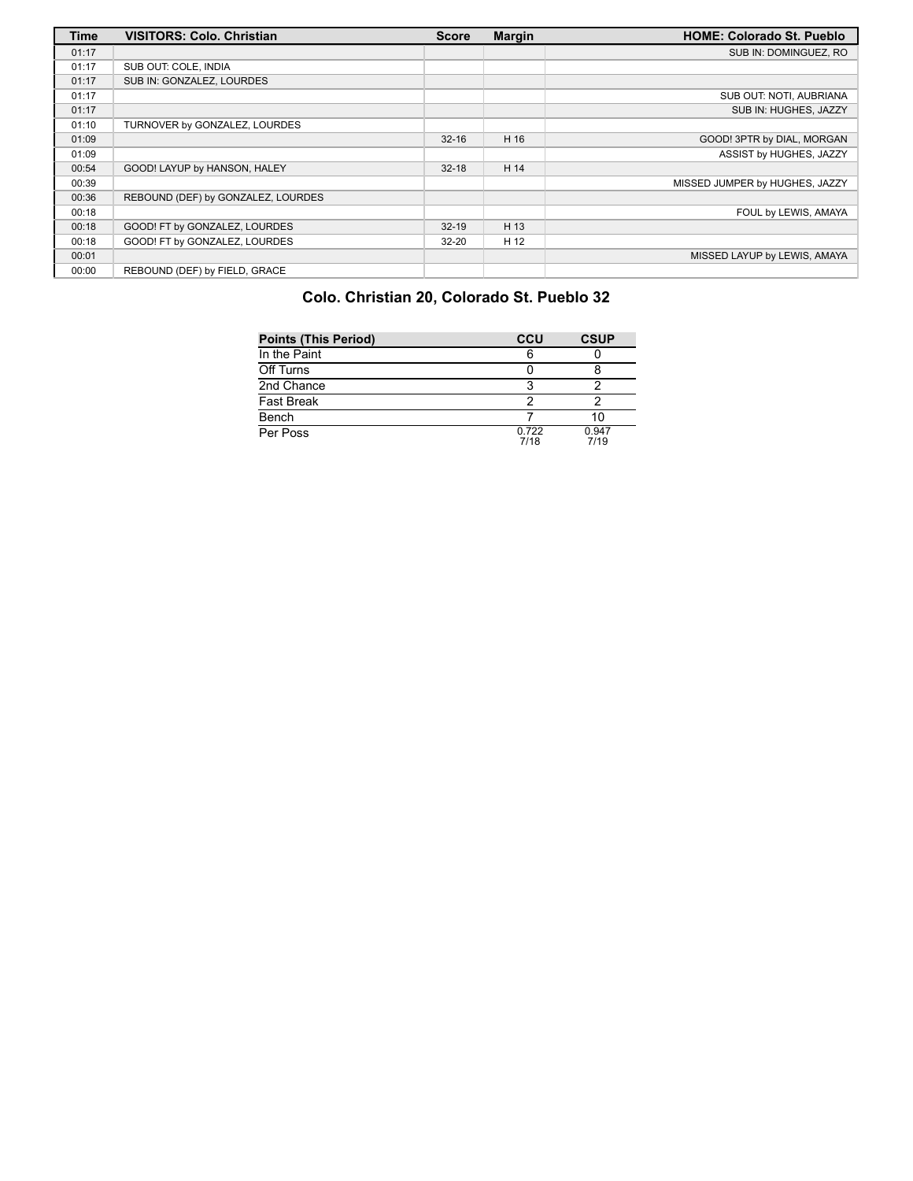| Time | VISITORS: Colo. Christian | Score | Margin | HOME: Colorado St. Pueblo |
| --- | --- | --- | --- | --- |
| 01:17 | | | | SUB IN: DOMINGUEZ, RO |
| 01:17 | SUB OUT: COLE, INDIA | | | |
| 01:17 | SUB IN: GONZALEZ, LOURDES | | | |
| 01:17 | | | | SUB OUT: NOTI, AUBRIANA |
| 01:17 | | | | SUB IN: HUGHES, JAZZY |
| 01:10 | TURNOVER by GONZALEZ, LOURDES | | | |
| 01:09 | | 32-16 | H 16 | GOOD! 3PTR by DIAL, MORGAN |
| 01:09 | | | | ASSIST by HUGHES, JAZZY |
| 00:54 | GOOD! LAYUP by HANSON, HALEY | 32-18 | H 14 | |
| 00:39 | | | | MISSED JUMPER by HUGHES, JAZZY |
| 00:36 | REBOUND (DEF) by GONZALEZ, LOURDES | | | |
| 00:18 | | | | FOUL by LEWIS, AMAYA |
| 00:18 | GOOD! FT by GONZALEZ, LOURDES | 32-19 | H 13 | |
| 00:18 | GOOD! FT by GONZALEZ, LOURDES | 32-20 | H 12 | |
| 00:01 | | | | MISSED LAYUP by LEWIS, AMAYA |
| 00:00 | REBOUND (DEF) by FIELD, GRACE | | | |

## Colo. Christian 20, Colorado St. Pueblo 32

| Points (This Period) | CCU | CSUP |
| --- | --- | --- |
| In the Paint | 6 | 0 |
| Off Turns | 0 | 8 |
| 2nd Chance | 3 | 2 |
| Fast Break | 2 | 2 |
| Bench | 7 | 10 |
| Per Poss | 0.722 7/18 | 0.947 7/19 |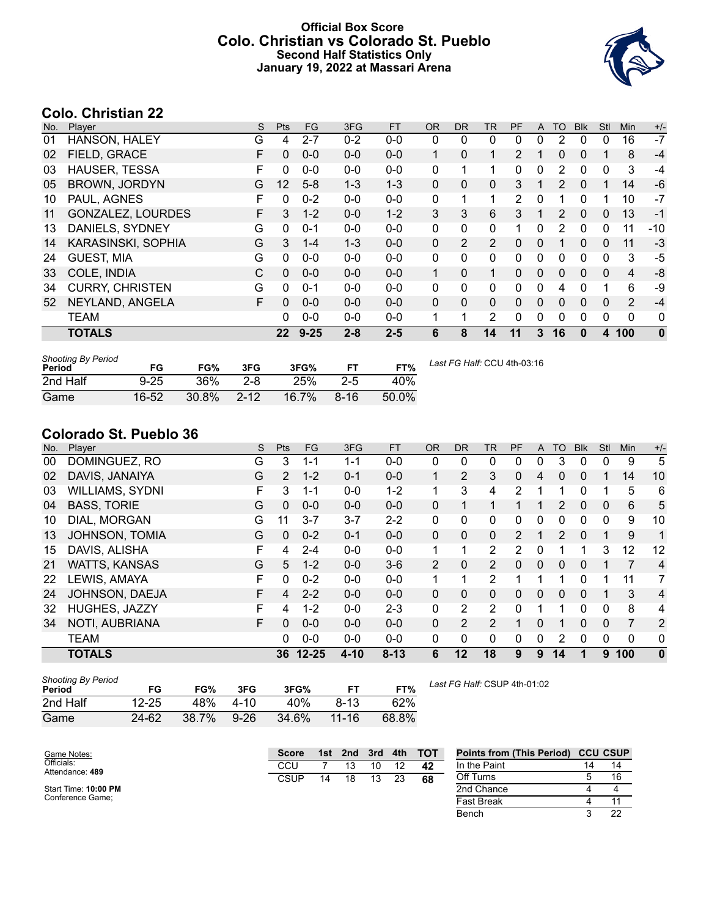# Official Box Score
## Colo. Christian vs Colorado St. Pueblo
### Second Half Statistics Only
### January 19, 2022 at Massari Arena

## Colo. Christian 22

| No. | Player | S | Pts | FG | 3FG | FT | OR | DR | TR | PF | A | TO | Blk | Stl | Min | +/- |
|---|---|---|---|---|---|---|---|---|---|---|---|---|---|---|---|---|
| 01 | HANSON, HALEY | G | 4 | 2-7 | 0-2 | 0-0 | 0 | 0 | 0 | 0 | 0 | 2 | 0 | 0 | 16 | -7 |
| 02 | FIELD, GRACE | F | 0 | 0-0 | 0-0 | 0-0 | 1 | 0 | 1 | 2 | 1 | 0 | 0 | 1 | 8 | -4 |
| 03 | HAUSER, TESSA | F | 0 | 0-0 | 0-0 | 0-0 | 0 | 1 | 1 | 0 | 0 | 2 | 0 | 0 | 3 | -4 |
| 05 | BROWN, JORDYN | G | 12 | 5-8 | 1-3 | 1-3 | 0 | 0 | 0 | 3 | 1 | 2 | 0 | 1 | 14 | -6 |
| 10 | PAUL, AGNES | F | 0 | 0-2 | 0-0 | 0-0 | 0 | 1 | 1 | 2 | 0 | 1 | 0 | 1 | 10 | -7 |
| 11 | GONZALEZ, LOURDES | F | 3 | 1-2 | 0-0 | 1-2 | 3 | 3 | 6 | 3 | 1 | 2 | 0 | 0 | 13 | -1 |
| 13 | DANIELS, SYDNEY | G | 0 | 0-1 | 0-0 | 0-0 | 0 | 0 | 0 | 1 | 0 | 2 | 0 | 0 | 11 | -10 |
| 14 | KARASINSKI, SOPHIA | G | 3 | 1-4 | 1-3 | 0-0 | 0 | 2 | 2 | 0 | 0 | 1 | 0 | 0 | 11 | -3 |
| 24 | GUEST, MIA | G | 0 | 0-0 | 0-0 | 0-0 | 0 | 0 | 0 | 0 | 0 | 0 | 0 | 0 | 3 | -5 |
| 33 | COLE, INDIA | C | 0 | 0-0 | 0-0 | 0-0 | 1 | 0 | 1 | 0 | 0 | 0 | 0 | 0 | 4 | -8 |
| 34 | CURRY, CHRISTEN | G | 0 | 0-1 | 0-0 | 0-0 | 0 | 0 | 0 | 0 | 0 | 4 | 0 | 1 | 6 | -9 |
| 52 | NEYLAND, ANGELA | F | 0 | 0-0 | 0-0 | 0-0 | 0 | 0 | 0 | 0 | 0 | 0 | 0 | 0 | 2 | -4 |
| | TEAM | | 0 | 0-0 | 0-0 | 0-0 | 1 | 1 | 2 | 0 | 0 | 0 | 0 | 0 | 0 | 0 |
| | **TOTALS** | | **22** | **9-25** | **2-8** | **2-5** | **6** | **8** | **14** | **11** | **3** | **16** | **0** | **4** | **100** | **0** |

*Shooting By Period*

| Period | FG | FG% | 3FG | 3FG% | FT | FT% |
|---|---|---|---|---|---|---|
| 2nd Half | 9-25 | 36% | 2-8 | 25% | 2-5 | 40% |
| Game | 16-52 | 30.8% | 2-12 | 16.7% | 8-16 | 50.0% |

*Last FG Half:* CCU 4th-03:16

## Colorado St. Pueblo 36

| No. | Player | S | Pts | FG | 3FG | FT | OR | DR | TR | PF | A | TO | Blk | Stl | Min | +/- |
|---|---|---|---|---|---|---|---|---|---|---|---|---|---|---|---|---|
| 00 | DOMINGUEZ, RO | G | 3 | 1-1 | 1-1 | 0-0 | 0 | 0 | 0 | 0 | 0 | 3 | 0 | 0 | 9 | 5 |
| 02 | DAVIS, JANAIYA | G | 2 | 1-2 | 0-1 | 0-0 | 1 | 2 | 3 | 0 | 4 | 0 | 0 | 1 | 14 | 10 |
| 03 | WILLIAMS, SYDNI | F | 3 | 1-1 | 0-0 | 1-2 | 1 | 3 | 4 | 2 | 1 | 1 | 0 | 1 | 5 | 6 |
| 04 | BASS, TORIE | G | 0 | 0-0 | 0-0 | 0-0 | 0 | 1 | 1 | 1 | 1 | 2 | 0 | 0 | 6 | 5 |
| 10 | DIAL, MORGAN | G | 11 | 3-7 | 3-7 | 2-2 | 0 | 0 | 0 | 0 | 0 | 0 | 0 | 0 | 9 | 10 |
| 13 | JOHNSON, TOMIA | G | 0 | 0-2 | 0-1 | 0-0 | 0 | 0 | 0 | 2 | 1 | 2 | 0 | 1 | 9 | 1 |
| 15 | DAVIS, ALISHA | F | 4 | 2-4 | 0-0 | 0-0 | 1 | 1 | 2 | 2 | 0 | 1 | 1 | 3 | 12 | 12 |
| 21 | WATTS, KANSAS | G | 5 | 1-2 | 0-0 | 3-6 | 2 | 0 | 2 | 0 | 0 | 0 | 0 | 1 | 7 | 4 |
| 22 | LEWIS, AMAYA | F | 0 | 0-2 | 0-0 | 0-0 | 1 | 1 | 2 | 1 | 1 | 1 | 0 | 1 | 11 | 7 |
| 24 | JOHNSON, DAEJA | F | 4 | 2-2 | 0-0 | 0-0 | 0 | 0 | 0 | 0 | 0 | 0 | 0 | 1 | 3 | 4 |
| 32 | HUGHES, JAZZY | F | 4 | 1-2 | 0-0 | 2-3 | 0 | 2 | 2 | 0 | 1 | 1 | 0 | 0 | 8 | 4 |
| 34 | NOTI, AUBRIANA | F | 0 | 0-0 | 0-0 | 0-0 | 0 | 2 | 2 | 1 | 0 | 1 | 0 | 0 | 7 | 2 |
| | TEAM | | 0 | 0-0 | 0-0 | 0-0 | 0 | 0 | 0 | 0 | 0 | 2 | 0 | 0 | 0 | 0 |
| | **TOTALS** | | **36** | **12-25** | **4-10** | **8-13** | **6** | **12** | **18** | **9** | **9** | **14** | **1** | **9** | **100** | **0** |

*Shooting By Period*

| Period | FG | FG% | 3FG | 3FG% | FT | FT% |
|---|---|---|---|---|---|---|
| 2nd Half | 12-25 | 48% | 4-10 | 40% | 8-13 | 62% |
| Game | 24-62 | 38.7% | 9-26 | 34.6% | 11-16 | 68.8% |

*Last FG Half:* CSUP 4th-01:02

Game Notes:
Officials:
Attendance: **489**

Start Time: **10:00 PM**
Conference Game;

| Score | 1st | 2nd | 3rd | 4th | TOT |
|---|---|---|---|---|---|
| CCU | 7 | 13 | 10 | 12 | **42** |
| CSUP | 14 | 18 | 13 | 23 | **68** |

| Points from (This Period) | CCU | CSUP |
|---|---|---|
| In the Paint | 14 | 14 |
| Off Turns | 5 | 16 |
| 2nd Chance | 4 | 4 |
| Fast Break | 4 | 11 |
| Bench | 3 | 22 |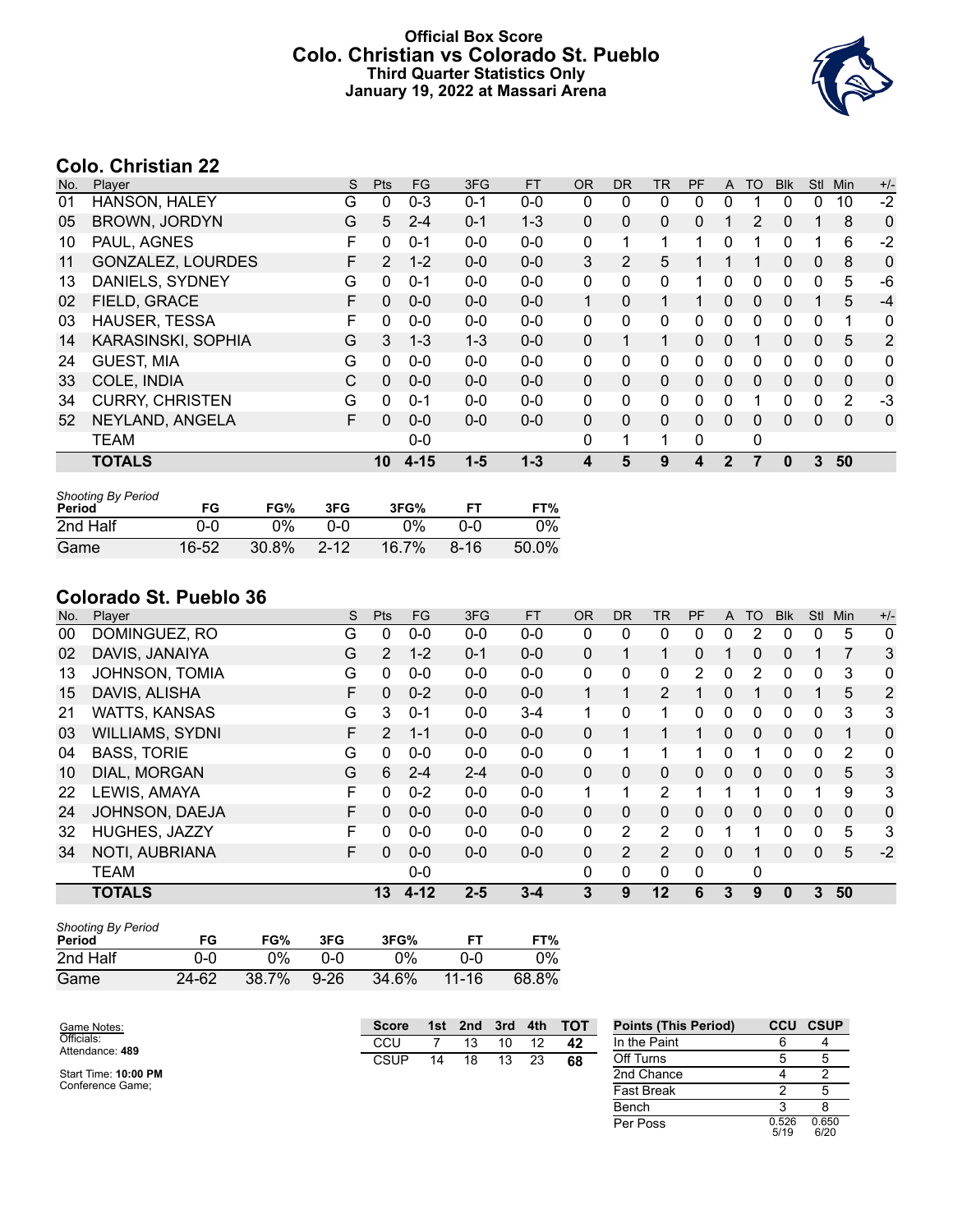# Official Box Score
## Colo. Christian vs Colorado St. Pueblo
### Third Quarter Statistics Only
### January 19, 2022 at Massari Arena

## Colo. Christian 22

| No. | Player | S | Pts | FG | 3FG | FT | OR | DR | TR | PF | A | TO | Blk | Stl | Min | +/- |
|---|---|---|---|---|---|---|---|---|---|---|---|---|---|---|---|---|
| 01 | HANSON, HALEY | G | 0 | 0-3 | 0-1 | 0-0 | 0 | 0 | 0 | 0 | 0 | 1 | 0 | 0 | 10 | -2 |
| 05 | BROWN, JORDYN | G | 5 | 2-4 | 0-1 | 1-3 | 0 | 0 | 0 | 0 | 1 | 2 | 0 | 1 | 8 | 0 |
| 10 | PAUL, AGNES | F | 0 | 0-1 | 0-0 | 0-0 | 0 | 1 | 1 | 1 | 0 | 1 | 0 | 1 | 6 | -2 |
| 11 | GONZALEZ, LOURDES | F | 2 | 1-2 | 0-0 | 0-0 | 3 | 2 | 5 | 1 | 1 | 1 | 0 | 0 | 8 | 0 |
| 13 | DANIELS, SYDNEY | G | 0 | 0-1 | 0-0 | 0-0 | 0 | 0 | 0 | 1 | 0 | 0 | 0 | 0 | 5 | -6 |
| 02 | FIELD, GRACE | F | 0 | 0-0 | 0-0 | 0-0 | 1 | 0 | 1 | 1 | 0 | 0 | 0 | 1 | 5 | -4 |
| 03 | HAUSER, TESSA | F | 0 | 0-0 | 0-0 | 0-0 | 0 | 0 | 0 | 0 | 0 | 0 | 0 | 0 | 1 | 0 |
| 14 | KARASINSKI, SOPHIA | G | 3 | 1-3 | 1-3 | 0-0 | 0 | 1 | 1 | 0 | 0 | 1 | 0 | 0 | 5 | 2 |
| 24 | GUEST, MIA | G | 0 | 0-0 | 0-0 | 0-0 | 0 | 0 | 0 | 0 | 0 | 0 | 0 | 0 | 0 | 0 |
| 33 | COLE, INDIA | C | 0 | 0-0 | 0-0 | 0-0 | 0 | 0 | 0 | 0 | 0 | 0 | 0 | 0 | 0 | 0 |
| 34 | CURRY, CHRISTEN | G | 0 | 0-1 | 0-0 | 0-0 | 0 | 0 | 0 | 0 | 0 | 1 | 0 | 0 | 2 | -3 |
| 52 | NEYLAND, ANGELA | F | 0 | 0-0 | 0-0 | 0-0 | 0 | 0 | 0 | 0 | 0 | 0 | 0 | 0 | 0 | 0 |
| | TEAM | | | 0-0 | | | 0 | 1 | 1 | 0 | | 0 | | | | |
| | **TOTALS** | | **10** | **4-15** | **1-5** | **1-3** | **4** | **5** | **9** | **4** | **2** | **7** | **0** | **3** | **50** | |

*Shooting By Period*

| Period | FG | FG% | 3FG | 3FG% | FT | FT% |
|---|---|---|---|---|---|---|
| 2nd Half | 0-0 | 0% | 0-0 | 0% | 0-0 | 0% |
| Game | 16-52 | 30.8% | 2-12 | 16.7% | 8-16 | 50.0% |

## Colorado St. Pueblo 36

| No. | Player | S | Pts | FG | 3FG | FT | OR | DR | TR | PF | A | TO | Blk | Stl | Min | +/- |
|---|---|---|---|---|---|---|---|---|---|---|---|---|---|---|---|---|
| 00 | DOMINGUEZ, RO | G | 0 | 0-0 | 0-0 | 0-0 | 0 | 0 | 0 | 0 | 0 | 2 | 0 | 0 | 5 | 0 |
| 02 | DAVIS, JANAIYA | G | 2 | 1-2 | 0-1 | 0-0 | 0 | 1 | 1 | 0 | 1 | 0 | 0 | 1 | 7 | 3 |
| 13 | JOHNSON, TOMIA | G | 0 | 0-0 | 0-0 | 0-0 | 0 | 0 | 0 | 2 | 0 | 2 | 0 | 0 | 3 | 0 |
| 15 | DAVIS, ALISHA | F | 0 | 0-2 | 0-0 | 0-0 | 1 | 1 | 2 | 1 | 0 | 1 | 0 | 1 | 5 | 2 |
| 21 | WATTS, KANSAS | G | 3 | 0-1 | 0-0 | 3-4 | 1 | 0 | 1 | 0 | 0 | 0 | 0 | 0 | 3 | 3 |
| 03 | WILLIAMS, SYDNI | F | 2 | 1-1 | 0-0 | 0-0 | 0 | 1 | 1 | 1 | 0 | 0 | 0 | 0 | 1 | 0 |
| 04 | BASS, TORIE | G | 0 | 0-0 | 0-0 | 0-0 | 0 | 1 | 1 | 1 | 0 | 1 | 0 | 0 | 2 | 0 |
| 10 | DIAL, MORGAN | G | 6 | 2-4 | 2-4 | 0-0 | 0 | 0 | 0 | 0 | 0 | 0 | 0 | 0 | 5 | 3 |
| 22 | LEWIS, AMAYA | F | 0 | 0-2 | 0-0 | 0-0 | 1 | 1 | 2 | 1 | 1 | 1 | 0 | 1 | 9 | 3 |
| 24 | JOHNSON, DAEJA | F | 0 | 0-0 | 0-0 | 0-0 | 0 | 0 | 0 | 0 | 0 | 0 | 0 | 0 | 0 | 0 |
| 32 | HUGHES, JAZZY | F | 0 | 0-0 | 0-0 | 0-0 | 0 | 2 | 2 | 0 | 1 | 1 | 0 | 0 | 5 | 3 |
| 34 | NOTI, AUBRIANA | F | 0 | 0-0 | 0-0 | 0-0 | 0 | 2 | 2 | 0 | 0 | 1 | 0 | 0 | 5 | -2 |
| | TEAM | | | 0-0 | | | 0 | 0 | 0 | 0 | | 0 | | | | |
| | **TOTALS** | | **13** | **4-12** | **2-5** | **3-4** | **3** | **9** | **12** | **6** | **3** | **9** | **0** | **3** | **50** | |

*Shooting By Period*

| Period | FG | FG% | 3FG | 3FG% | FT | FT% |
|---|---|---|---|---|---|---|
| 2nd Half | 0-0 | 0% | 0-0 | 0% | 0-0 | 0% |
| Game | 24-62 | 38.7% | 9-26 | 34.6% | 11-16 | 68.8% |

Game Notes:
Officials:
Attendance: **489**

Start Time: **10:00 PM**
Conference Game;

| Score | 1st | 2nd | 3rd | 4th | TOT |
|---|---|---|---|---|---|
| CCU | 7 | 13 | 10 | 12 | **42** |
| CSUP | 14 | 18 | 13 | 23 | **68** |

| Points (This Period) | CCU | CSUP |
|---|---|---|
| In the Paint | 6 | 4 |
| Off Turns | 5 | 5 |
| 2nd Chance | 4 | 2 |
| Fast Break | 2 | 5 |
| Bench | 3 | 8 |
| Per Poss | 0.526 5/19 | 0.650 6/20 |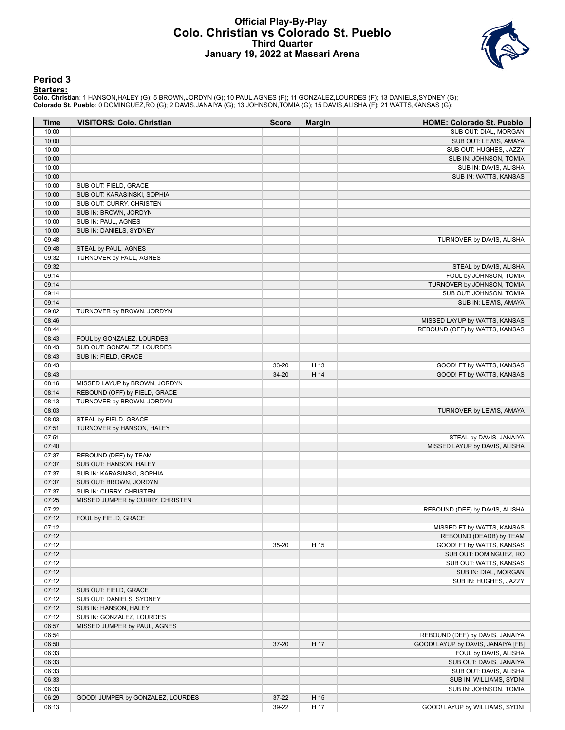# Official Play-By-Play
## Colo. Christian vs Colorado St. Pueblo
### Third Quarter
### January 19, 2022 at Massari Arena

## Period 3

**Starters:**

**Colo. Christian**: 1 HANSON,HALEY (G); 5 BROWN,JORDYN (G); 10 PAUL,AGNES (F); 11 GONZALEZ,LOURDES (F); 13 DANIELS,SYDNEY (G);
**Colorado St. Pueblo**: 0 DOMINGUEZ,RO (G); 2 DAVIS,JANAIYA (G); 13 JOHNSON,TOMIA (G); 15 DAVIS,ALISHA (F); 21 WATTS,KANSAS (G);

| Time | VISITORS: Colo. Christian | Score | Margin | HOME: Colorado St. Pueblo |
|---|---|---|---|---|
| 10:00 | | | | SUB OUT: DIAL, MORGAN |
| 10:00 | | | | SUB OUT: LEWIS, AMAYA |
| 10:00 | | | | SUB OUT: HUGHES, JAZZY |
| 10:00 | | | | SUB IN: JOHNSON, TOMIA |
| 10:00 | | | | SUB IN: DAVIS, ALISHA |
| 10:00 | | | | SUB IN: WATTS, KANSAS |
| 10:00 | SUB OUT: FIELD, GRACE | | | |
| 10:00 | SUB OUT: KARASINSKI, SOPHIA | | | |
| 10:00 | SUB OUT: CURRY, CHRISTEN | | | |
| 10:00 | SUB IN: BROWN, JORDYN | | | |
| 10:00 | SUB IN: PAUL, AGNES | | | |
| 10:00 | SUB IN: DANIELS, SYDNEY | | | |
| 09:48 | | | | TURNOVER by DAVIS, ALISHA |
| 09:48 | STEAL by PAUL, AGNES | | | |
| 09:32 | TURNOVER by PAUL, AGNES | | | |
| 09:32 | | | | STEAL by DAVIS, ALISHA |
| 09:14 | | | | FOUL by JOHNSON, TOMIA |
| 09:14 | | | | TURNOVER by JOHNSON, TOMIA |
| 09:14 | | | | SUB OUT: JOHNSON, TOMIA |
| 09:14 | | | | SUB IN: LEWIS, AMAYA |
| 09:02 | TURNOVER by BROWN, JORDYN | | | |
| 08:46 | | | | MISSED LAYUP by WATTS, KANSAS |
| 08:44 | | | | REBOUND (OFF) by WATTS, KANSAS |
| 08:43 | FOUL by GONZALEZ, LOURDES | | | |
| 08:43 | SUB OUT: GONZALEZ, LOURDES | | | |
| 08:43 | SUB IN: FIELD, GRACE | | | |
| 08:43 | | 33-20 | H 13 | GOOD! FT by WATTS, KANSAS |
| 08:43 | | 34-20 | H 14 | GOOD! FT by WATTS, KANSAS |
| 08:16 | MISSED LAYUP by BROWN, JORDYN | | | |
| 08:14 | REBOUND (OFF) by FIELD, GRACE | | | |
| 08:13 | TURNOVER by BROWN, JORDYN | | | |
| 08:03 | | | | TURNOVER by LEWIS, AMAYA |
| 08:03 | STEAL by FIELD, GRACE | | | |
| 07:51 | TURNOVER by HANSON, HALEY | | | |
| 07:51 | | | | STEAL by DAVIS, JANAIYA |
| 07:40 | | | | MISSED LAYUP by DAVIS, ALISHA |
| 07:37 | REBOUND (DEF) by TEAM | | | |
| 07:37 | SUB OUT: HANSON, HALEY | | | |
| 07:37 | SUB IN: KARASINSKI, SOPHIA | | | |
| 07:37 | SUB OUT: BROWN, JORDYN | | | |
| 07:37 | SUB IN: CURRY, CHRISTEN | | | |
| 07:25 | MISSED JUMPER by CURRY, CHRISTEN | | | |
| 07:22 | | | | REBOUND (DEF) by DAVIS, ALISHA |
| 07:12 | FOUL by FIELD, GRACE | | | |
| 07:12 | | | | MISSED FT by WATTS, KANSAS |
| 07:12 | | | | REBOUND (DEADB) by TEAM |
| 07:12 | | 35-20 | H 15 | GOOD! FT by WATTS, KANSAS |
| 07:12 | | | | SUB OUT: DOMINGUEZ, RO |
| 07:12 | | | | SUB OUT: WATTS, KANSAS |
| 07:12 | | | | SUB IN: DIAL, MORGAN |
| 07:12 | | | | SUB IN: HUGHES, JAZZY |
| 07:12 | SUB OUT: FIELD, GRACE | | | |
| 07:12 | SUB OUT: DANIELS, SYDNEY | | | |
| 07:12 | SUB IN: HANSON, HALEY | | | |
| 07:12 | SUB IN: GONZALEZ, LOURDES | | | |
| 06:57 | MISSED JUMPER by PAUL, AGNES | | | |
| 06:54 | | | | REBOUND (DEF) by DAVIS, JANAIYA |
| 06:50 | | 37-20 | H 17 | GOOD! LAYUP by DAVIS, JANAIYA [FB] |
| 06:33 | | | | FOUL by DAVIS, ALISHA |
| 06:33 | | | | SUB OUT: DAVIS, JANAIYA |
| 06:33 | | | | SUB OUT: DAVIS, ALISHA |
| 06:33 | | | | SUB IN: WILLIAMS, SYDNI |
| 06:33 | | | | SUB IN: JOHNSON, TOMIA |
| 06:29 | GOOD! JUMPER by GONZALEZ, LOURDES | 37-22 | H 15 | |
| 06:13 | | 39-22 | H 17 | GOOD! LAYUP by WILLIAMS, SYDNI |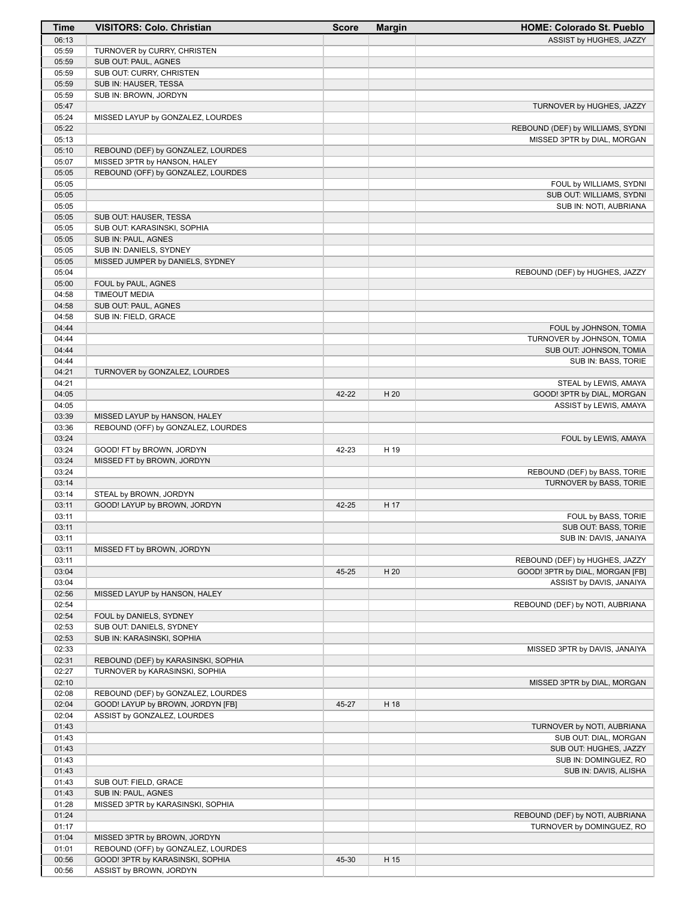| Time | VISITORS: Colo. Christian | Score | Margin | HOME: Colorado St. Pueblo |
|---|---|---|---|---|
| 06:13 | | | | ASSIST by HUGHES, JAZZY |
| 05:59 | TURNOVER by CURRY, CHRISTEN | | | |
| 05:59 | SUB OUT: PAUL, AGNES | | | |
| 05:59 | SUB OUT: CURRY, CHRISTEN | | | |
| 05:59 | SUB IN: HAUSER, TESSA | | | |
| 05:59 | SUB IN: BROWN, JORDYN | | | |
| 05:47 | | | | TURNOVER by HUGHES, JAZZY |
| 05:24 | MISSED LAYUP by GONZALEZ, LOURDES | | | |
| 05:22 | | | | REBOUND (DEF) by WILLIAMS, SYDNI |
| 05:13 | | | | MISSED 3PTR by DIAL, MORGAN |
| 05:10 | REBOUND (DEF) by GONZALEZ, LOURDES | | | |
| 05:07 | MISSED 3PTR by HANSON, HALEY | | | |
| 05:05 | REBOUND (OFF) by GONZALEZ, LOURDES | | | |
| 05:05 | | | | FOUL by WILLIAMS, SYDNI |
| 05:05 | | | | SUB OUT: WILLIAMS, SYDNI |
| 05:05 | | | | SUB IN: NOTI, AUBRIANA |
| 05:05 | SUB OUT: HAUSER, TESSA | | | |
| 05:05 | SUB OUT: KARASINSKI, SOPHIA | | | |
| 05:05 | SUB IN: PAUL, AGNES | | | |
| 05:05 | SUB IN: DANIELS, SYDNEY | | | |
| 05:05 | MISSED JUMPER by DANIELS, SYDNEY | | | |
| 05:04 | | | | REBOUND (DEF) by HUGHES, JAZZY |
| 05:00 | FOUL by PAUL, AGNES | | | |
| 04:58 | TIMEOUT MEDIA | | | |
| 04:58 | SUB OUT: PAUL, AGNES | | | |
| 04:58 | SUB IN: FIELD, GRACE | | | |
| 04:44 | | | | FOUL by JOHNSON, TOMIA |
| 04:44 | | | | TURNOVER by JOHNSON, TOMIA |
| 04:44 | | | | SUB OUT: JOHNSON, TOMIA |
| 04:44 | | | | SUB IN: BASS, TORIE |
| 04:21 | TURNOVER by GONZALEZ, LOURDES | | | |
| 04:21 | | | | STEAL by LEWIS, AMAYA |
| 04:05 | | 42-22 | H 20 | GOOD! 3PTR by DIAL, MORGAN |
| 04:05 | | | | ASSIST by LEWIS, AMAYA |
| 03:39 | MISSED LAYUP by HANSON, HALEY | | | |
| 03:36 | REBOUND (OFF) by GONZALEZ, LOURDES | | | |
| 03:24 | | | | FOUL by LEWIS, AMAYA |
| 03:24 | GOOD! FT by BROWN, JORDYN | 42-23 | H 19 | |
| 03:24 | MISSED FT by BROWN, JORDYN | | | |
| 03:24 | | | | REBOUND (DEF) by BASS, TORIE |
| 03:14 | | | | TURNOVER by BASS, TORIE |
| 03:14 | STEAL by BROWN, JORDYN | | | |
| 03:11 | GOOD! LAYUP by BROWN, JORDYN | 42-25 | H 17 | |
| 03:11 | | | | FOUL by BASS, TORIE |
| 03:11 | | | | SUB OUT: BASS, TORIE |
| 03:11 | | | | SUB IN: DAVIS, JANAIYA |
| 03:11 | MISSED FT by BROWN, JORDYN | | | |
| 03:11 | | | | REBOUND (DEF) by HUGHES, JAZZY |
| 03:04 | | 45-25 | H 20 | GOOD! 3PTR by DIAL, MORGAN [FB] |
| 03:04 | | | | ASSIST by DAVIS, JANAIYA |
| 02:56 | MISSED LAYUP by HANSON, HALEY | | | |
| 02:54 | | | | REBOUND (DEF) by NOTI, AUBRIANA |
| 02:54 | FOUL by DANIELS, SYDNEY | | | |
| 02:53 | SUB OUT: DANIELS, SYDNEY | | | |
| 02:53 | SUB IN: KARASINSKI, SOPHIA | | | |
| 02:33 | | | | MISSED 3PTR by DAVIS, JANAIYA |
| 02:31 | REBOUND (DEF) by KARASINSKI, SOPHIA | | | |
| 02:27 | TURNOVER by KARASINSKI, SOPHIA | | | |
| 02:10 | | | | MISSED 3PTR by DIAL, MORGAN |
| 02:08 | REBOUND (DEF) by GONZALEZ, LOURDES | | | |
| 02:04 | GOOD! LAYUP by BROWN, JORDYN [FB] | 45-27 | H 18 | |
| 02:04 | ASSIST by GONZALEZ, LOURDES | | | |
| 01:43 | | | | TURNOVER by NOTI, AUBRIANA |
| 01:43 | | | | SUB OUT: DIAL, MORGAN |
| 01:43 | | | | SUB OUT: HUGHES, JAZZY |
| 01:43 | | | | SUB IN: DOMINGUEZ, RO |
| 01:43 | | | | SUB IN: DAVIS, ALISHA |
| 01:43 | SUB OUT: FIELD, GRACE | | | |
| 01:43 | SUB IN: PAUL, AGNES | | | |
| 01:28 | MISSED 3PTR by KARASINSKI, SOPHIA | | | |
| 01:24 | | | | REBOUND (DEF) by NOTI, AUBRIANA |
| 01:17 | | | | TURNOVER by DOMINGUEZ, RO |
| 01:04 | MISSED 3PTR by BROWN, JORDYN | | | |
| 01:01 | REBOUND (OFF) by GONZALEZ, LOURDES | | | |
| 00:56 | GOOD! 3PTR by KARASINSKI, SOPHIA | 45-30 | H 15 | |
| 00:56 | ASSIST by BROWN, JORDYN | | | |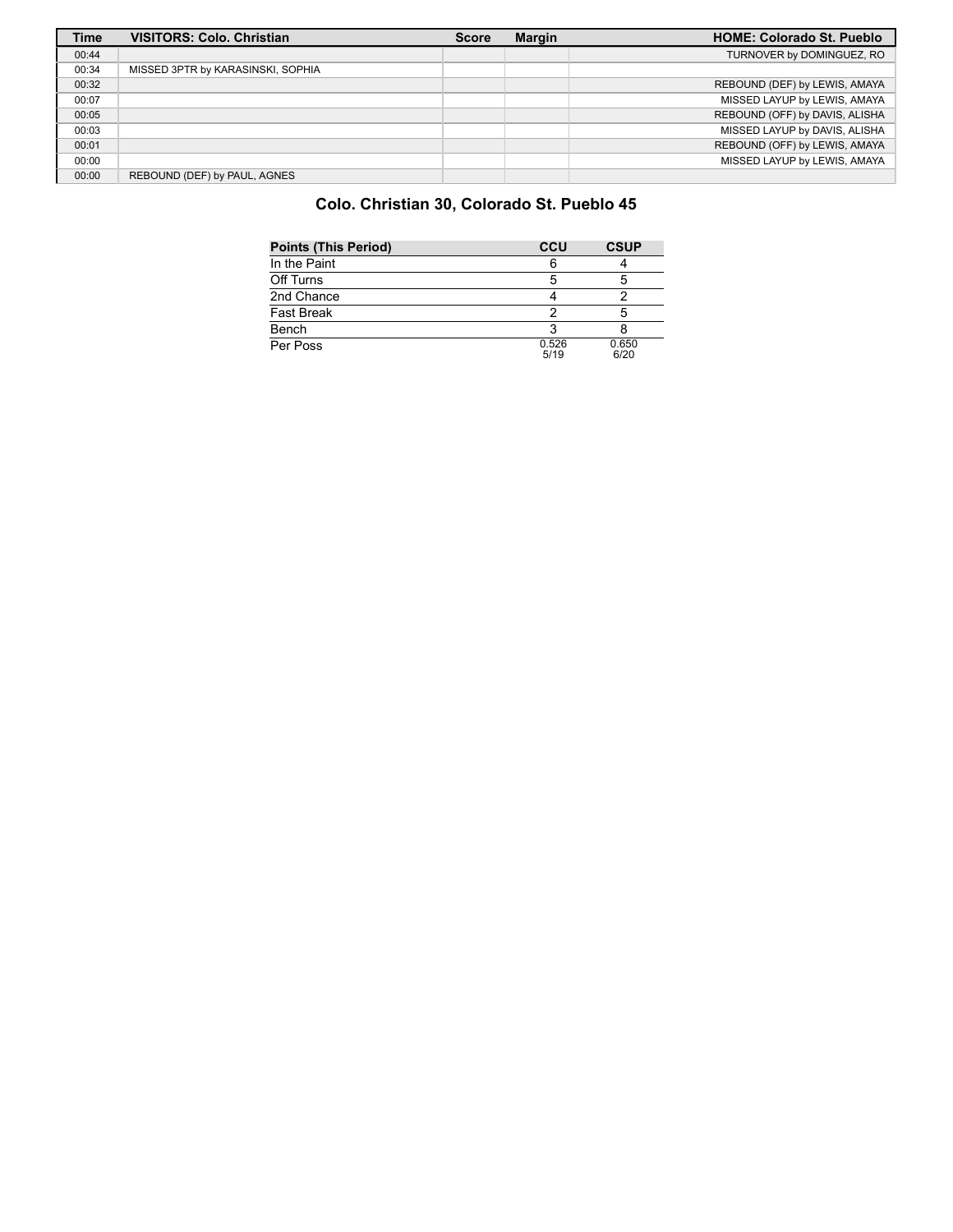| Time | VISITORS: Colo. Christian | Score | Margin | HOME: Colorado St. Pueblo |
|---|---|---|---|---|
| 00:44 | | | | TURNOVER by DOMINGUEZ, RO |
| 00:34 | MISSED 3PTR by KARASINSKI, SOPHIA | | | |
| 00:32 | | | | REBOUND (DEF) by LEWIS, AMAYA |
| 00:07 | | | | MISSED LAYUP by LEWIS, AMAYA |
| 00:05 | | | | REBOUND (OFF) by DAVIS, ALISHA |
| 00:03 | | | | MISSED LAYUP by DAVIS, ALISHA |
| 00:01 | | | | REBOUND (OFF) by LEWIS, AMAYA |
| 00:00 | | | | MISSED LAYUP by LEWIS, AMAYA |
| 00:00 | REBOUND (DEF) by PAUL, AGNES | | | |

## Colo. Christian 30, Colorado St. Pueblo 45

| Points (This Period) | CCU | CSUP |
|---|---|---|
| In the Paint | 6 | 4 |
| Off Turns | 5 | 5 |
| 2nd Chance | 4 | 2 |
| Fast Break | 2 | 5 |
| Bench | 3 | 8 |
| Per Poss | 0.526 5/19 | 0.650 6/20 |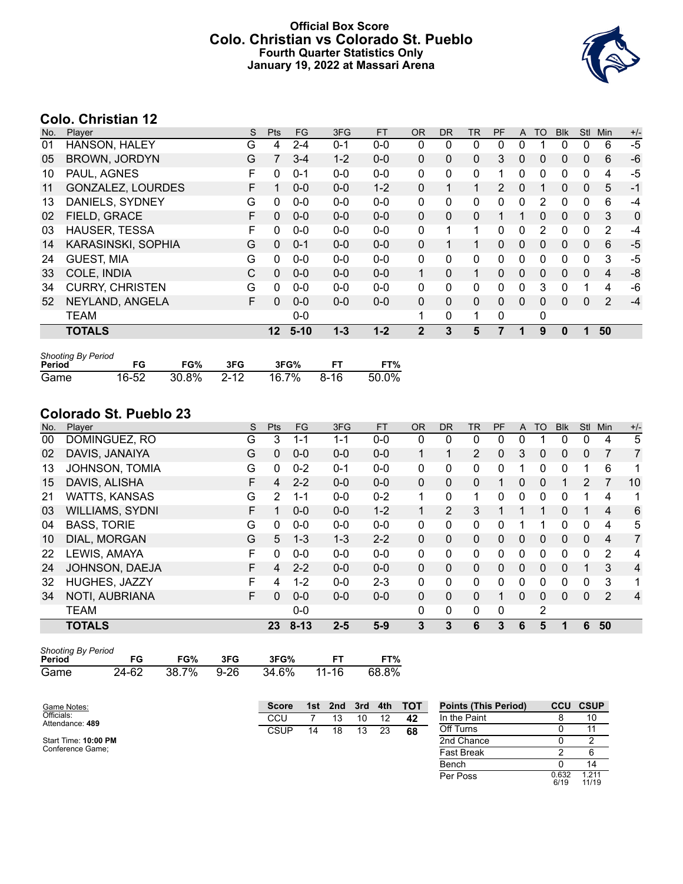# Official Box Score
## Colo. Christian vs Colorado St. Pueblo
### Fourth Quarter Statistics Only
### January 19, 2022 at Massari Arena

## Colo. Christian 12

| No. | Player | S | Pts | FG | 3FG | FT | OR | DR | TR | PF | A | TO | Blk | Stl | Min | +/- |
|---|---|---|---|---|---|---|---|---|---|---|---|---|---|---|---|---|
| 01 | HANSON, HALEY | G | 4 | 2-4 | 0-1 | 0-0 | 0 | 0 | 0 | 0 | 0 | 1 | 0 | 0 | 6 | -5 |
| 05 | BROWN, JORDYN | G | 7 | 3-4 | 1-2 | 0-0 | 0 | 0 | 0 | 3 | 0 | 0 | 0 | 0 | 6 | -6 |
| 10 | PAUL, AGNES | F | 0 | 0-1 | 0-0 | 0-0 | 0 | 0 | 0 | 1 | 0 | 0 | 0 | 0 | 4 | -5 |
| 11 | GONZALEZ, LOURDES | F | 1 | 0-0 | 0-0 | 1-2 | 0 | 1 | 1 | 2 | 0 | 1 | 0 | 0 | 5 | -1 |
| 13 | DANIELS, SYDNEY | G | 0 | 0-0 | 0-0 | 0-0 | 0 | 0 | 0 | 0 | 0 | 2 | 0 | 0 | 6 | -4 |
| 02 | FIELD, GRACE | F | 0 | 0-0 | 0-0 | 0-0 | 0 | 0 | 0 | 1 | 1 | 0 | 0 | 0 | 3 | 0 |
| 03 | HAUSER, TESSA | F | 0 | 0-0 | 0-0 | 0-0 | 0 | 1 | 1 | 0 | 0 | 2 | 0 | 0 | 2 | -4 |
| 14 | KARASINSKI, SOPHIA | G | 0 | 0-1 | 0-0 | 0-0 | 0 | 1 | 1 | 0 | 0 | 0 | 0 | 0 | 6 | -5 |
| 24 | GUEST, MIA | G | 0 | 0-0 | 0-0 | 0-0 | 0 | 0 | 0 | 0 | 0 | 0 | 0 | 0 | 3 | -5 |
| 33 | COLE, INDIA | C | 0 | 0-0 | 0-0 | 0-0 | 1 | 0 | 1 | 0 | 0 | 0 | 0 | 0 | 4 | -8 |
| 34 | CURRY, CHRISTEN | G | 0 | 0-0 | 0-0 | 0-0 | 0 | 0 | 0 | 0 | 0 | 3 | 0 | 1 | 4 | -6 |
| 52 | NEYLAND, ANGELA | F | 0 | 0-0 | 0-0 | 0-0 | 0 | 0 | 0 | 0 | 0 | 0 | 0 | 0 | 2 | -4 |
| | TEAM | | | 0-0 | | | 1 | 0 | 1 | 0 | | 0 | | | | |
| | **TOTALS** | | **12** | **5-10** | **1-3** | **1-2** | **2** | **3** | **5** | **7** | **1** | **9** | **0** | **1** | **50** | |

*Shooting By Period*

| Period | FG | FG% | 3FG | 3FG% | FT | FT% |
|---|---|---|---|---|---|---|
| Game | 16-52 | 30.8% | 2-12 | 16.7% | 8-16 | 50.0% |

## Colorado St. Pueblo 23

| No. | Player | S | Pts | FG | 3FG | FT | OR | DR | TR | PF | A | TO | Blk | Stl | Min | +/- |
|---|---|---|---|---|---|---|---|---|---|---|---|---|---|---|---|---|
| 00 | DOMINGUEZ, RO | G | 3 | 1-1 | 1-1 | 0-0 | 0 | 0 | 0 | 0 | 0 | 1 | 0 | 0 | 4 | 5 |
| 02 | DAVIS, JANAIYA | G | 0 | 0-0 | 0-0 | 0-0 | 1 | 1 | 2 | 0 | 3 | 0 | 0 | 0 | 7 | 7 |
| 13 | JOHNSON, TOMIA | G | 0 | 0-2 | 0-1 | 0-0 | 0 | 0 | 0 | 0 | 1 | 0 | 0 | 1 | 6 | 1 |
| 15 | DAVIS, ALISHA | F | 4 | 2-2 | 0-0 | 0-0 | 0 | 0 | 0 | 1 | 0 | 0 | 1 | 2 | 7 | 10 |
| 21 | WATTS, KANSAS | G | 2 | 1-1 | 0-0 | 0-2 | 1 | 0 | 1 | 0 | 0 | 0 | 0 | 1 | 4 | 1 |
| 03 | WILLIAMS, SYDNI | F | 1 | 0-0 | 0-0 | 1-2 | 1 | 2 | 3 | 1 | 1 | 1 | 0 | 1 | 4 | 6 |
| 04 | BASS, TORIE | G | 0 | 0-0 | 0-0 | 0-0 | 0 | 0 | 0 | 0 | 1 | 1 | 0 | 0 | 4 | 5 |
| 10 | DIAL, MORGAN | G | 5 | 1-3 | 1-3 | 2-2 | 0 | 0 | 0 | 0 | 0 | 0 | 0 | 0 | 4 | 7 |
| 22 | LEWIS, AMAYA | F | 0 | 0-0 | 0-0 | 0-0 | 0 | 0 | 0 | 0 | 0 | 0 | 0 | 0 | 2 | 4 |
| 24 | JOHNSON, DAEJA | F | 4 | 2-2 | 0-0 | 0-0 | 0 | 0 | 0 | 0 | 0 | 0 | 0 | 1 | 3 | 4 |
| 32 | HUGHES, JAZZY | F | 4 | 1-2 | 0-0 | 2-3 | 0 | 0 | 0 | 0 | 0 | 0 | 0 | 0 | 3 | 1 |
| 34 | NOTI, AUBRIANA | F | 0 | 0-0 | 0-0 | 0-0 | 0 | 0 | 0 | 1 | 0 | 0 | 0 | 0 | 2 | 4 |
| | TEAM | | | 0-0 | | | 0 | 0 | 0 | 0 | | 2 | | | | |
| | **TOTALS** | | **23** | **8-13** | **2-5** | **5-9** | **3** | **3** | **6** | **3** | **6** | **5** | **1** | **6** | **50** | |

*Shooting By Period*

| Period | FG | FG% | 3FG | 3FG% | FT | FT% |
|---|---|---|---|---|---|---|
| Game | 24-62 | 38.7% | 9-26 | 34.6% | 11-16 | 68.8% |

Game Notes:
Officials:
Attendance: **489**

Start Time: **10:00 PM**
Conference Game;

| Score | 1st | 2nd | 3rd | 4th | TOT |
|---|---|---|---|---|---|
| CCU | 7 | 13 | 10 | 12 | **42** |
| CSUP | 14 | 18 | 13 | 23 | **68** |

| Points (This Period) | CCU | CSUP |
|---|---|---|
| In the Paint | 8 | 10 |
| Off Turns | 0 | 11 |
| 2nd Chance | 0 | 2 |
| Fast Break | 2 | 6 |
| Bench | 0 | 14 |
| Per Poss | 0.632 6/19 | 1.211 11/19 |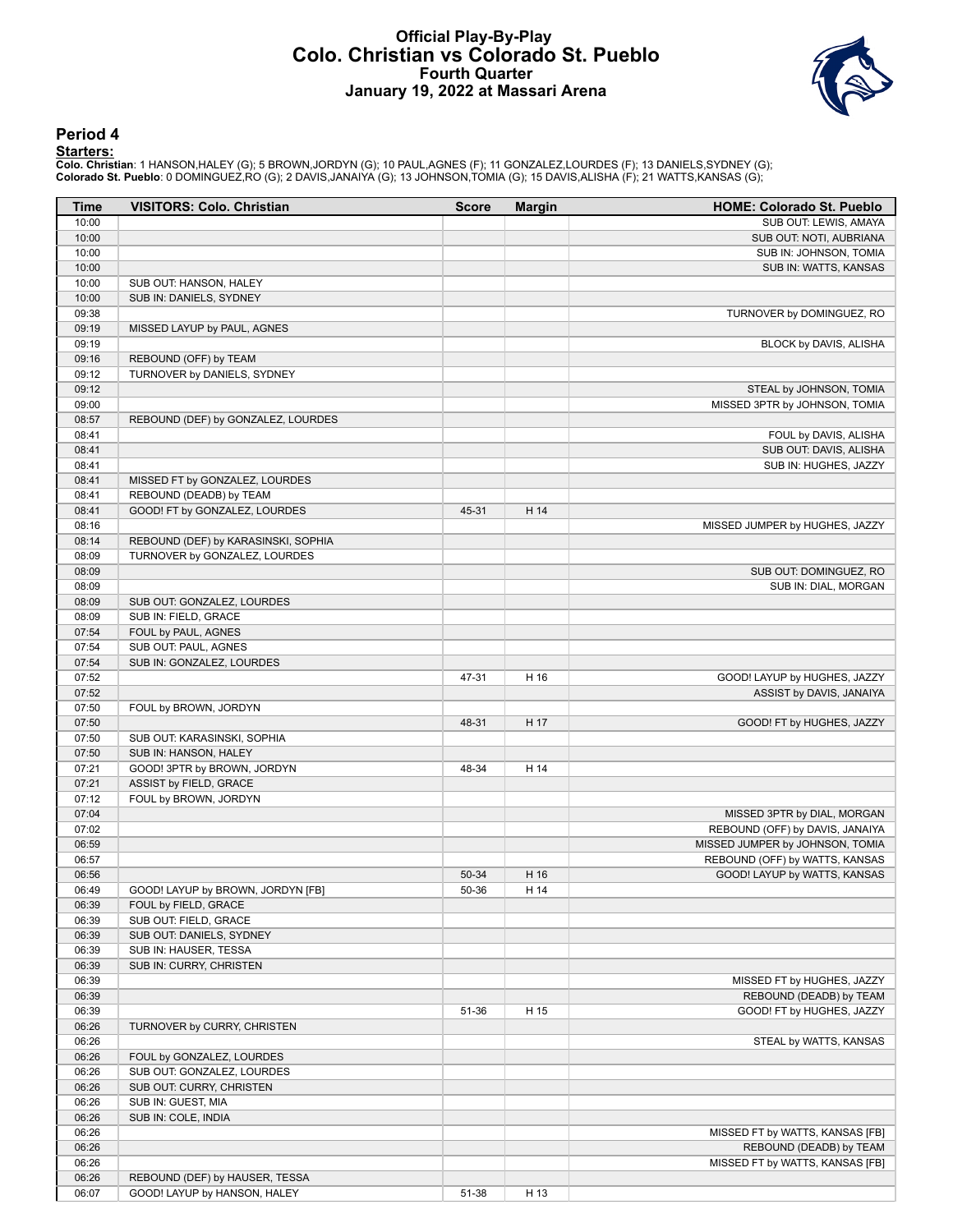# Official Play-By-Play
## Colo. Christian vs Colorado St. Pueblo
### Fourth Quarter
### January 19, 2022 at Massari Arena

## Period 4

**Starters:**

**Colo. Christian**: 1 HANSON,HALEY (G); 5 BROWN,JORDYN (G); 10 PAUL,AGNES (F); 11 GONZALEZ,LOURDES (F); 13 DANIELS,SYDNEY (G);
**Colorado St. Pueblo**: 0 DOMINGUEZ,RO (G); 2 DAVIS,JANAIYA (G); 13 JOHNSON,TOMIA (G); 15 DAVIS,ALISHA (F); 21 WATTS,KANSAS (G);

| Time | VISITORS: Colo. Christian | Score | Margin | HOME: Colorado St. Pueblo |
|---|---|---|---|---|
| 10:00 | | | | SUB OUT: LEWIS, AMAYA |
| 10:00 | | | | SUB OUT: NOTI, AUBRIANA |
| 10:00 | | | | SUB IN: JOHNSON, TOMIA |
| 10:00 | | | | SUB IN: WATTS, KANSAS |
| 10:00 | SUB OUT: HANSON, HALEY | | | |
| 10:00 | SUB IN: DANIELS, SYDNEY | | | |
| 09:38 | | | | TURNOVER by DOMINGUEZ, RO |
| 09:19 | MISSED LAYUP by PAUL, AGNES | | | |
| 09:19 | | | | BLOCK by DAVIS, ALISHA |
| 09:16 | REBOUND (OFF) by TEAM | | | |
| 09:12 | TURNOVER by DANIELS, SYDNEY | | | |
| 09:12 | | | | STEAL by JOHNSON, TOMIA |
| 09:00 | | | | MISSED 3PTR by JOHNSON, TOMIA |
| 08:57 | REBOUND (DEF) by GONZALEZ, LOURDES | | | |
| 08:41 | | | | FOUL by DAVIS, ALISHA |
| 08:41 | | | | SUB OUT: DAVIS, ALISHA |
| 08:41 | | | | SUB IN: HUGHES, JAZZY |
| 08:41 | MISSED FT by GONZALEZ, LOURDES | | | |
| 08:41 | REBOUND (DEADB) by TEAM | | | |
| 08:41 | GOOD! FT by GONZALEZ, LOURDES | 45-31 | H 14 | |
| 08:16 | | | | MISSED JUMPER by HUGHES, JAZZY |
| 08:14 | REBOUND (DEF) by KARASINSKI, SOPHIA | | | |
| 08:09 | TURNOVER by GONZALEZ, LOURDES | | | |
| 08:09 | | | | SUB OUT: DOMINGUEZ, RO |
| 08:09 | | | | SUB IN: DIAL, MORGAN |
| 08:09 | SUB OUT: GONZALEZ, LOURDES | | | |
| 08:09 | SUB IN: FIELD, GRACE | | | |
| 07:54 | FOUL by PAUL, AGNES | | | |
| 07:54 | SUB OUT: PAUL, AGNES | | | |
| 07:54 | SUB IN: GONZALEZ, LOURDES | | | |
| 07:52 | | 47-31 | H 16 | GOOD! LAYUP by HUGHES, JAZZY |
| 07:52 | | | | ASSIST by DAVIS, JANAIYA |
| 07:50 | FOUL by BROWN, JORDYN | | | |
| 07:50 | | 48-31 | H 17 | GOOD! FT by HUGHES, JAZZY |
| 07:50 | SUB OUT: KARASINSKI, SOPHIA | | | |
| 07:50 | SUB IN: HANSON, HALEY | | | |
| 07:21 | GOOD! 3PTR by BROWN, JORDYN | 48-34 | H 14 | |
| 07:21 | ASSIST by FIELD, GRACE | | | |
| 07:12 | FOUL by BROWN, JORDYN | | | |
| 07:04 | | | | MISSED 3PTR by DIAL, MORGAN |
| 07:02 | | | | REBOUND (OFF) by DAVIS, JANAIYA |
| 06:59 | | | | MISSED JUMPER by JOHNSON, TOMIA |
| 06:57 | | | | REBOUND (OFF) by WATTS, KANSAS |
| 06:56 | | 50-34 | H 16 | GOOD! LAYUP by WATTS, KANSAS |
| 06:49 | GOOD! LAYUP by BROWN, JORDYN [FB] | 50-36 | H 14 | |
| 06:39 | FOUL by FIELD, GRACE | | | |
| 06:39 | SUB OUT: FIELD, GRACE | | | |
| 06:39 | SUB OUT: DANIELS, SYDNEY | | | |
| 06:39 | SUB IN: HAUSER, TESSA | | | |
| 06:39 | SUB IN: CURRY, CHRISTEN | | | |
| 06:39 | | | | MISSED FT by HUGHES, JAZZY |
| 06:39 | | | | REBOUND (DEADB) by TEAM |
| 06:39 | | 51-36 | H 15 | GOOD! FT by HUGHES, JAZZY |
| 06:26 | TURNOVER by CURRY, CHRISTEN | | | |
| 06:26 | | | | STEAL by WATTS, KANSAS |
| 06:26 | FOUL by GONZALEZ, LOURDES | | | |
| 06:26 | SUB OUT: GONZALEZ, LOURDES | | | |
| 06:26 | SUB OUT: CURRY, CHRISTEN | | | |
| 06:26 | SUB IN: GUEST, MIA | | | |
| 06:26 | SUB IN: COLE, INDIA | | | |
| 06:26 | | | | MISSED FT by WATTS, KANSAS [FB] |
| 06:26 | | | | REBOUND (DEADB) by TEAM |
| 06:26 | | | | MISSED FT by WATTS, KANSAS [FB] |
| 06:26 | REBOUND (DEF) by HAUSER, TESSA | | | |
| 06:07 | GOOD! LAYUP by HANSON, HALEY | 51-38 | H 13 | |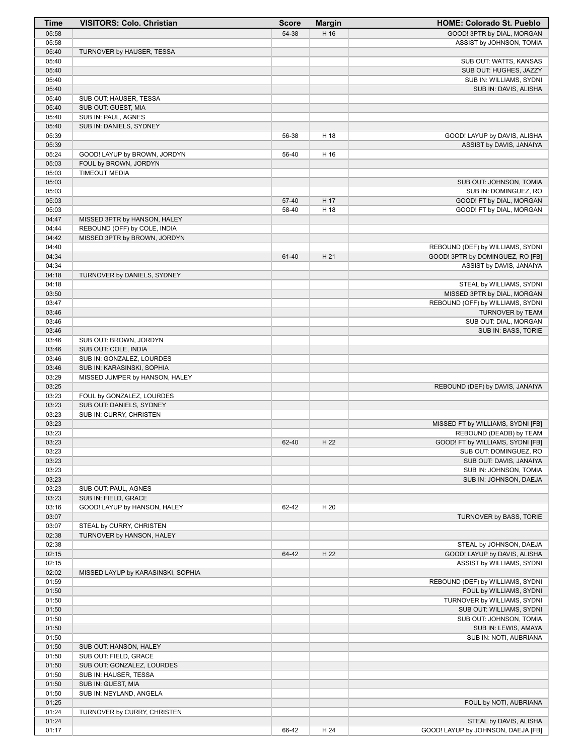| Time | VISITORS: Colo. Christian | Score | Margin | HOME: Colorado St. Pueblo |
|---|---|---|---|---|
| 05:58 | | 54-38 | H 16 | GOOD! 3PTR by DIAL, MORGAN |
| 05:58 | | | | ASSIST by JOHNSON, TOMIA |
| 05:40 | TURNOVER by HAUSER, TESSA | | | |
| 05:40 | | | | SUB OUT: WATTS, KANSAS |
| 05:40 | | | | SUB OUT: HUGHES, JAZZY |
| 05:40 | | | | SUB IN: WILLIAMS, SYDNI |
| 05:40 | | | | SUB IN: DAVIS, ALISHA |
| 05:40 | SUB OUT: HAUSER, TESSA | | | |
| 05:40 | SUB OUT: GUEST, MIA | | | |
| 05:40 | SUB IN: PAUL, AGNES | | | |
| 05:40 | SUB IN: DANIELS, SYDNEY | | | |
| 05:39 | | 56-38 | H 18 | GOOD! LAYUP by DAVIS, ALISHA |
| 05:39 | | | | ASSIST by DAVIS, JANAIYA |
| 05:24 | GOOD! LAYUP by BROWN, JORDYN | 56-40 | H 16 | |
| 05:03 | FOUL by BROWN, JORDYN | | | |
| 05:03 | TIMEOUT MEDIA | | | |
| 05:03 | | | | SUB OUT: JOHNSON, TOMIA |
| 05:03 | | | | SUB IN: DOMINGUEZ, RO |
| 05:03 | | 57-40 | H 17 | GOOD! FT by DIAL, MORGAN |
| 05:03 | | 58-40 | H 18 | GOOD! FT by DIAL, MORGAN |
| 04:47 | MISSED 3PTR by HANSON, HALEY | | | |
| 04:44 | REBOUND (OFF) by COLE, INDIA | | | |
| 04:42 | MISSED 3PTR by BROWN, JORDYN | | | |
| 04:40 | | | | REBOUND (DEF) by WILLIAMS, SYDNI |
| 04:34 | | 61-40 | H 21 | GOOD! 3PTR by DOMINGUEZ, RO [FB] |
| 04:34 | | | | ASSIST by DAVIS, JANAIYA |
| 04:18 | TURNOVER by DANIELS, SYDNEY | | | |
| 04:18 | | | | STEAL by WILLIAMS, SYDNI |
| 03:50 | | | | MISSED 3PTR by DIAL, MORGAN |
| 03:47 | | | | REBOUND (OFF) by WILLIAMS, SYDNI |
| 03:46 | | | | TURNOVER by TEAM |
| 03:46 | | | | SUB OUT: DIAL, MORGAN |
| 03:46 | | | | SUB IN: BASS, TORIE |
| 03:46 | SUB OUT: BROWN, JORDYN | | | |
| 03:46 | SUB OUT: COLE, INDIA | | | |
| 03:46 | SUB IN: GONZALEZ, LOURDES | | | |
| 03:46 | SUB IN: KARASINSKI, SOPHIA | | | |
| 03:29 | MISSED JUMPER by HANSON, HALEY | | | |
| 03:25 | | | | REBOUND (DEF) by DAVIS, JANAIYA |
| 03:23 | FOUL by GONZALEZ, LOURDES | | | |
| 03:23 | SUB OUT: DANIELS, SYDNEY | | | |
| 03:23 | SUB IN: CURRY, CHRISTEN | | | |
| 03:23 | | | | MISSED FT by WILLIAMS, SYDNI [FB] |
| 03:23 | | | | REBOUND (DEADB) by TEAM |
| 03:23 | | 62-40 | H 22 | GOOD! FT by WILLIAMS, SYDNI [FB] |
| 03:23 | | | | SUB OUT: DOMINGUEZ, RO |
| 03:23 | | | | SUB OUT: DAVIS, JANAIYA |
| 03:23 | | | | SUB IN: JOHNSON, TOMIA |
| 03:23 | | | | SUB IN: JOHNSON, DAEJA |
| 03:23 | SUB OUT: PAUL, AGNES | | | |
| 03:23 | SUB IN: FIELD, GRACE | | | |
| 03:16 | GOOD! LAYUP by HANSON, HALEY | 62-42 | H 20 | |
| 03:07 | | | | TURNOVER by BASS, TORIE |
| 03:07 | STEAL by CURRY, CHRISTEN | | | |
| 02:38 | TURNOVER by HANSON, HALEY | | | |
| 02:38 | | | | STEAL by JOHNSON, DAEJA |
| 02:15 | | 64-42 | H 22 | GOOD! LAYUP by DAVIS, ALISHA |
| 02:15 | | | | ASSIST by WILLIAMS, SYDNI |
| 02:02 | MISSED LAYUP by KARASINSKI, SOPHIA | | | |
| 01:59 | | | | REBOUND (DEF) by WILLIAMS, SYDNI |
| 01:50 | | | | FOUL by WILLIAMS, SYDNI |
| 01:50 | | | | TURNOVER by WILLIAMS, SYDNI |
| 01:50 | | | | SUB OUT: WILLIAMS, SYDNI |
| 01:50 | | | | SUB OUT: JOHNSON, TOMIA |
| 01:50 | | | | SUB IN: LEWIS, AMAYA |
| 01:50 | | | | SUB IN: NOTI, AUBRIANA |
| 01:50 | SUB OUT: HANSON, HALEY | | | |
| 01:50 | SUB OUT: FIELD, GRACE | | | |
| 01:50 | SUB OUT: GONZALEZ, LOURDES | | | |
| 01:50 | SUB IN: HAUSER, TESSA | | | |
| 01:50 | SUB IN: GUEST, MIA | | | |
| 01:50 | SUB IN: NEYLAND, ANGELA | | | |
| 01:25 | | | | FOUL by NOTI, AUBRIANA |
| 01:24 | TURNOVER by CURRY, CHRISTEN | | | |
| 01:24 | | | | STEAL by DAVIS, ALISHA |
| 01:17 | | 66-42 | H 24 | GOOD! LAYUP by JOHNSON, DAEJA [FB] |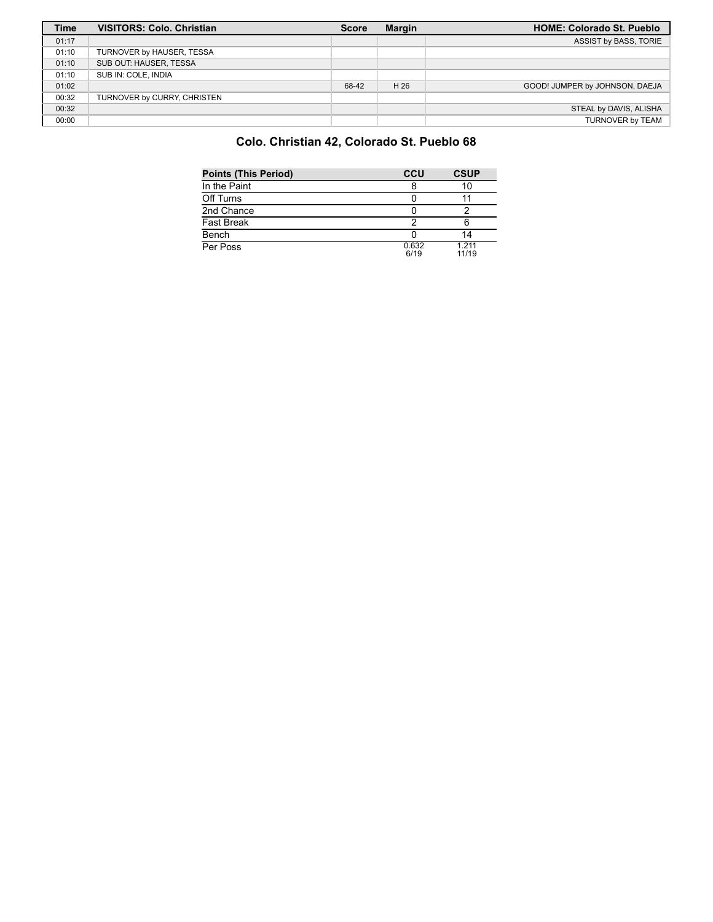| Time | VISITORS: Colo. Christian | Score | Margin | HOME: Colorado St. Pueblo |
|---|---|---|---|---|
| 01:17 | | | | ASSIST by BASS, TORIE |
| 01:10 | TURNOVER by HAUSER, TESSA | | | |
| 01:10 | SUB OUT: HAUSER, TESSA | | | |
| 01:10 | SUB IN: COLE, INDIA | | | |
| 01:02 | | 68-42 | H 26 | GOOD! JUMPER by JOHNSON, DAEJA |
| 00:32 | TURNOVER by CURRY, CHRISTEN | | | |
| 00:32 | | | | STEAL by DAVIS, ALISHA |
| 00:00 | | | | TURNOVER by TEAM |

## Colo. Christian 42, Colorado St. Pueblo 68

| Points (This Period) | CCU | CSUP |
|---|---|---|
| In the Paint | 8 | 10 |
| Off Turns | 0 | 11 |
| 2nd Chance | 0 | 2 |
| Fast Break | 2 | 6 |
| Bench | 0 | 14 |
| Per Poss | 0.632 6/19 | 1.211 11/19 |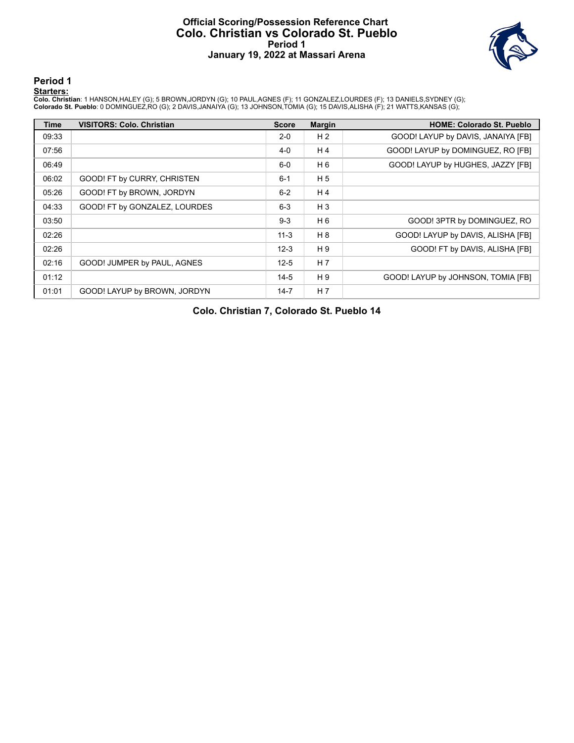# Official Scoring/Possession Reference Chart
# Colo. Christian vs Colorado St. Pueblo
## Period 1
## January 19, 2022 at Massari Arena

### Period 1

**Starters:**

**Colo. Christian**: 1 HANSON,HALEY (G); 5 BROWN,JORDYN (G); 10 PAUL,AGNES (F); 11 GONZALEZ,LOURDES (F); 13 DANIELS,SYDNEY (G);
**Colorado St. Pueblo**: 0 DOMINGUEZ,RO (G); 2 DAVIS,JANAIYA (G); 13 JOHNSON,TOMIA (G); 15 DAVIS,ALISHA (F); 21 WATTS,KANSAS (G);

| Time | VISITORS: Colo. Christian | Score | Margin | HOME: Colorado St. Pueblo |
|---|---|---|---|---|
| 09:33 | | 2-0 | H 2 | GOOD! LAYUP by DAVIS, JANAIYA [FB] |
| 07:56 | | 4-0 | H 4 | GOOD! LAYUP by DOMINGUEZ, RO [FB] |
| 06:49 | | 6-0 | H 6 | GOOD! LAYUP by HUGHES, JAZZY [FB] |
| 06:02 | GOOD! FT by CURRY, CHRISTEN | 6-1 | H 5 | |
| 05:26 | GOOD! FT by BROWN, JORDYN | 6-2 | H 4 | |
| 04:33 | GOOD! FT by GONZALEZ, LOURDES | 6-3 | H 3 | |
| 03:50 | | 9-3 | H 6 | GOOD! 3PTR by DOMINGUEZ, RO |
| 02:26 | | 11-3 | H 8 | GOOD! LAYUP by DAVIS, ALISHA [FB] |
| 02:26 | | 12-3 | H 9 | GOOD! FT by DAVIS, ALISHA [FB] |
| 02:16 | GOOD! JUMPER by PAUL, AGNES | 12-5 | H 7 | |
| 01:12 | | 14-5 | H 9 | GOOD! LAYUP by JOHNSON, TOMIA [FB] |
| 01:01 | GOOD! LAYUP by BROWN, JORDYN | 14-7 | H 7 | |

**Colo. Christian 7, Colorado St. Pueblo 14**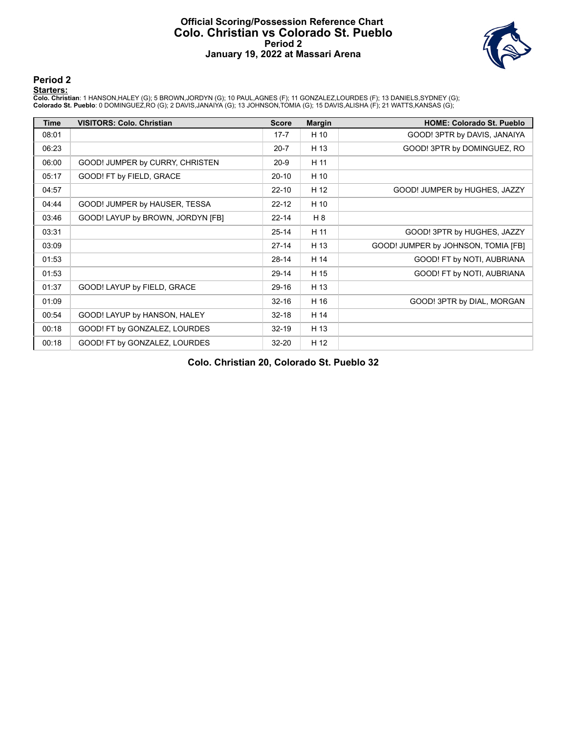# Official Scoring/Possession Reference Chart
## Colo. Christian vs Colorado St. Pueblo
## Period 2
## January 19, 2022 at Massari Arena

### Period 2

**Starters:**

**Colo. Christian**: 1 HANSON,HALEY (G); 5 BROWN,JORDYN (G); 10 PAUL,AGNES (F); 11 GONZALEZ,LOURDES (F); 13 DANIELS,SYDNEY (G);
**Colorado St. Pueblo**: 0 DOMINGUEZ,RO (G); 2 DAVIS,JANAIYA (G); 13 JOHNSON,TOMIA (G); 15 DAVIS,ALISHA (F); 21 WATTS,KANSAS (G);

| Time | VISITORS: Colo. Christian | Score | Margin | HOME: Colorado St. Pueblo |
|---|---|---|---|---|
| 08:01 | | 17-7 | H 10 | GOOD! 3PTR by DAVIS, JANAIYA |
| 06:23 | | 20-7 | H 13 | GOOD! 3PTR by DOMINGUEZ, RO |
| 06:00 | GOOD! JUMPER by CURRY, CHRISTEN | 20-9 | H 11 | |
| 05:17 | GOOD! FT by FIELD, GRACE | 20-10 | H 10 | |
| 04:57 | | 22-10 | H 12 | GOOD! JUMPER by HUGHES, JAZZY |
| 04:44 | GOOD! JUMPER by HAUSER, TESSA | 22-12 | H 10 | |
| 03:46 | GOOD! LAYUP by BROWN, JORDYN [FB] | 22-14 | H 8 | |
| 03:31 | | 25-14 | H 11 | GOOD! 3PTR by HUGHES, JAZZY |
| 03:09 | | 27-14 | H 13 | GOOD! JUMPER by JOHNSON, TOMIA [FB] |
| 01:53 | | 28-14 | H 14 | GOOD! FT by NOTI, AUBRIANA |
| 01:53 | | 29-14 | H 15 | GOOD! FT by NOTI, AUBRIANA |
| 01:37 | GOOD! LAYUP by FIELD, GRACE | 29-16 | H 13 | |
| 01:09 | | 32-16 | H 16 | GOOD! 3PTR by DIAL, MORGAN |
| 00:54 | GOOD! LAYUP by HANSON, HALEY | 32-18 | H 14 | |
| 00:18 | GOOD! FT by GONZALEZ, LOURDES | 32-19 | H 13 | |
| 00:18 | GOOD! FT by GONZALEZ, LOURDES | 32-20 | H 12 | |

**Colo. Christian 20, Colorado St. Pueblo 32**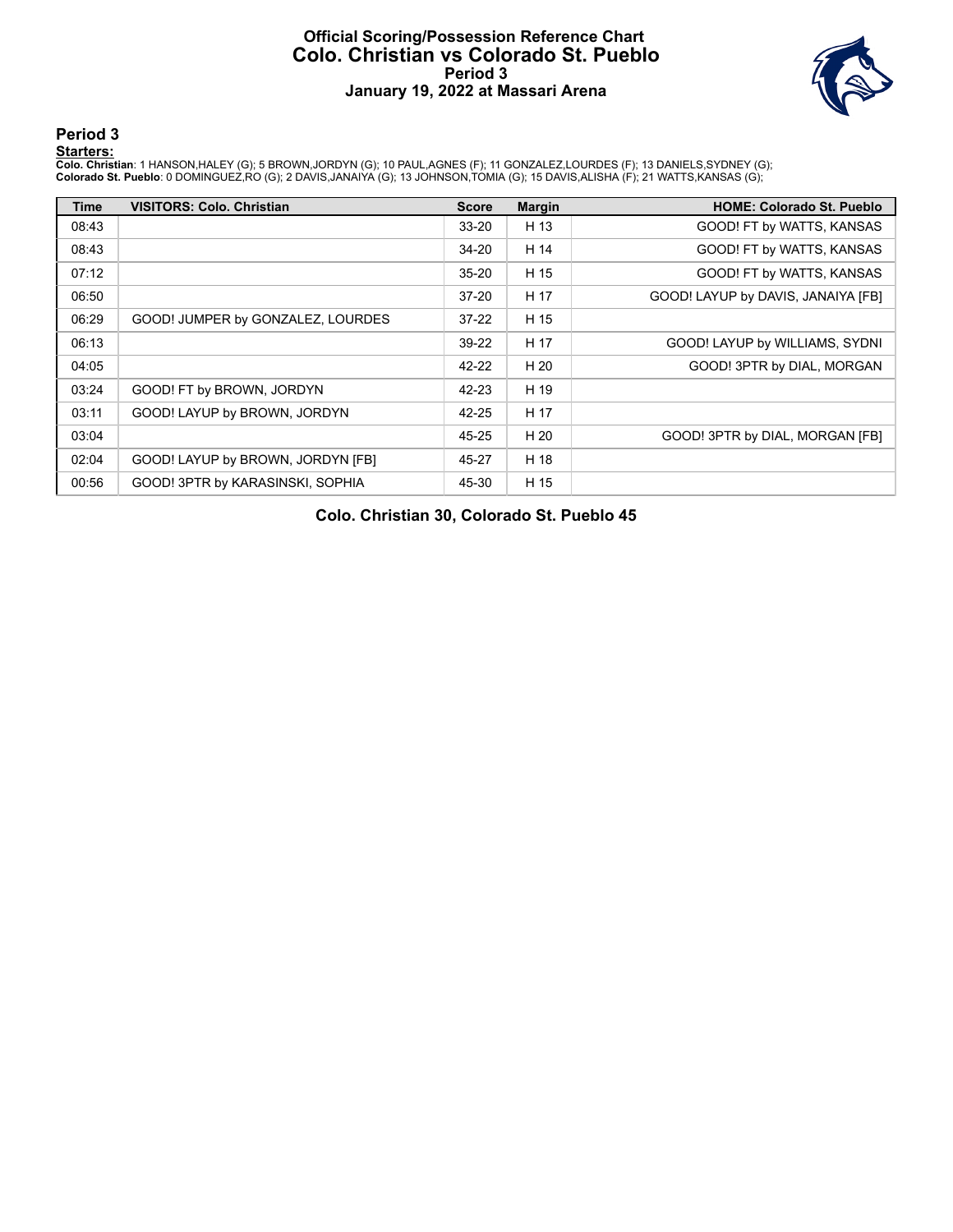# Official Scoring/Possession Reference Chart
# Colo. Christian vs Colorado St. Pueblo
# Period 3
# January 19, 2022 at Massari Arena

## Period 3

**Starters:**

**Colo. Christian**: 1 HANSON,HALEY (G); 5 BROWN,JORDYN (G); 10 PAUL,AGNES (F); 11 GONZALEZ,LOURDES (F); 13 DANIELS,SYDNEY (G);
**Colorado St. Pueblo**: 0 DOMINGUEZ,RO (G); 2 DAVIS,JANAIYA (G); 13 JOHNSON,TOMIA (G); 15 DAVIS,ALISHA (F); 21 WATTS,KANSAS (G);

| Time | VISITORS: Colo. Christian | Score | Margin | HOME: Colorado St. Pueblo |
|---|---|---|---|---|
| 08:43 | | 33-20 | H 13 | GOOD! FT by WATTS, KANSAS |
| 08:43 | | 34-20 | H 14 | GOOD! FT by WATTS, KANSAS |
| 07:12 | | 35-20 | H 15 | GOOD! FT by WATTS, KANSAS |
| 06:50 | | 37-20 | H 17 | GOOD! LAYUP by DAVIS, JANAIYA [FB] |
| 06:29 | GOOD! JUMPER by GONZALEZ, LOURDES | 37-22 | H 15 | |
| 06:13 | | 39-22 | H 17 | GOOD! LAYUP by WILLIAMS, SYDNI |
| 04:05 | | 42-22 | H 20 | GOOD! 3PTR by DIAL, MORGAN |
| 03:24 | GOOD! FT by BROWN, JORDYN | 42-23 | H 19 | |
| 03:11 | GOOD! LAYUP by BROWN, JORDYN | 42-25 | H 17 | |
| 03:04 | | 45-25 | H 20 | GOOD! 3PTR by DIAL, MORGAN [FB] |
| 02:04 | GOOD! LAYUP by BROWN, JORDYN [FB] | 45-27 | H 18 | |
| 00:56 | GOOD! 3PTR by KARASINSKI, SOPHIA | 45-30 | H 15 | |

**Colo. Christian 30, Colorado St. Pueblo 45**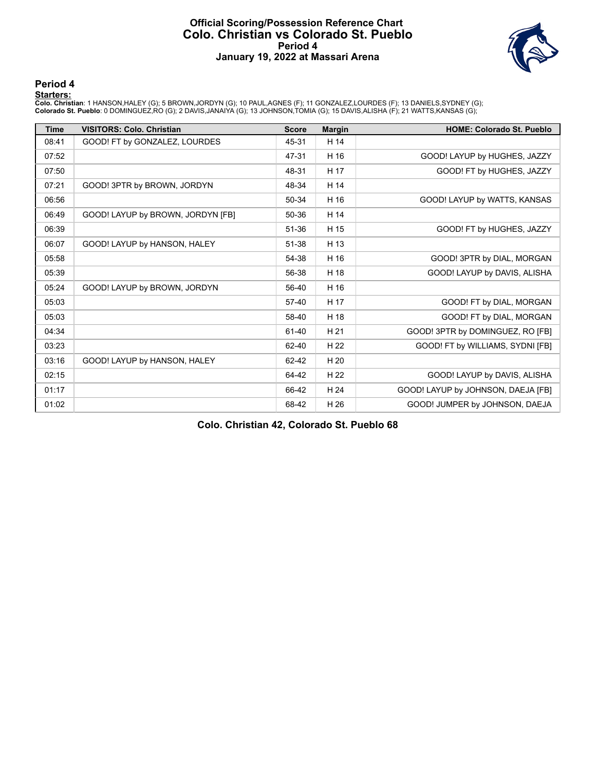# Official Scoring/Possession Reference Chart
# Colo. Christian vs Colorado St. Pueblo
## Period 4
## January 19, 2022 at Massari Arena

### Period 4

**Starters:**

**Colo. Christian**: 1 HANSON,HALEY (G); 5 BROWN,JORDYN (G); 10 PAUL,AGNES (F); 11 GONZALEZ,LOURDES (F); 13 DANIELS,SYDNEY (G);
**Colorado St. Pueblo**: 0 DOMINGUEZ,RO (G); 2 DAVIS,JANAIYA (G); 13 JOHNSON,TOMIA (G); 15 DAVIS,ALISHA (F); 21 WATTS,KANSAS (G);

| Time | VISITORS: Colo. Christian | Score | Margin | HOME: Colorado St. Pueblo |
|---|---|---|---|---|
| 08:41 | GOOD! FT by GONZALEZ, LOURDES | 45-31 | H 14 | |
| 07:52 | | 47-31 | H 16 | GOOD! LAYUP by HUGHES, JAZZY |
| 07:50 | | 48-31 | H 17 | GOOD! FT by HUGHES, JAZZY |
| 07:21 | GOOD! 3PTR by BROWN, JORDYN | 48-34 | H 14 | |
| 06:56 | | 50-34 | H 16 | GOOD! LAYUP by WATTS, KANSAS |
| 06:49 | GOOD! LAYUP by BROWN, JORDYN [FB] | 50-36 | H 14 | |
| 06:39 | | 51-36 | H 15 | GOOD! FT by HUGHES, JAZZY |
| 06:07 | GOOD! LAYUP by HANSON, HALEY | 51-38 | H 13 | |
| 05:58 | | 54-38 | H 16 | GOOD! 3PTR by DIAL, MORGAN |
| 05:39 | | 56-38 | H 18 | GOOD! LAYUP by DAVIS, ALISHA |
| 05:24 | GOOD! LAYUP by BROWN, JORDYN | 56-40 | H 16 | |
| 05:03 | | 57-40 | H 17 | GOOD! FT by DIAL, MORGAN |
| 05:03 | | 58-40 | H 18 | GOOD! FT by DIAL, MORGAN |
| 04:34 | | 61-40 | H 21 | GOOD! 3PTR by DOMINGUEZ, RO [FB] |
| 03:23 | | 62-40 | H 22 | GOOD! FT by WILLIAMS, SYDNI [FB] |
| 03:16 | GOOD! LAYUP by HANSON, HALEY | 62-42 | H 20 | |
| 02:15 | | 64-42 | H 22 | GOOD! LAYUP by DAVIS, ALISHA |
| 01:17 | | 66-42 | H 24 | GOOD! LAYUP by JOHNSON, DAEJA [FB] |
| 01:02 | | 68-42 | H 26 | GOOD! JUMPER by JOHNSON, DAEJA |

**Colo. Christian 42, Colorado St. Pueblo 68**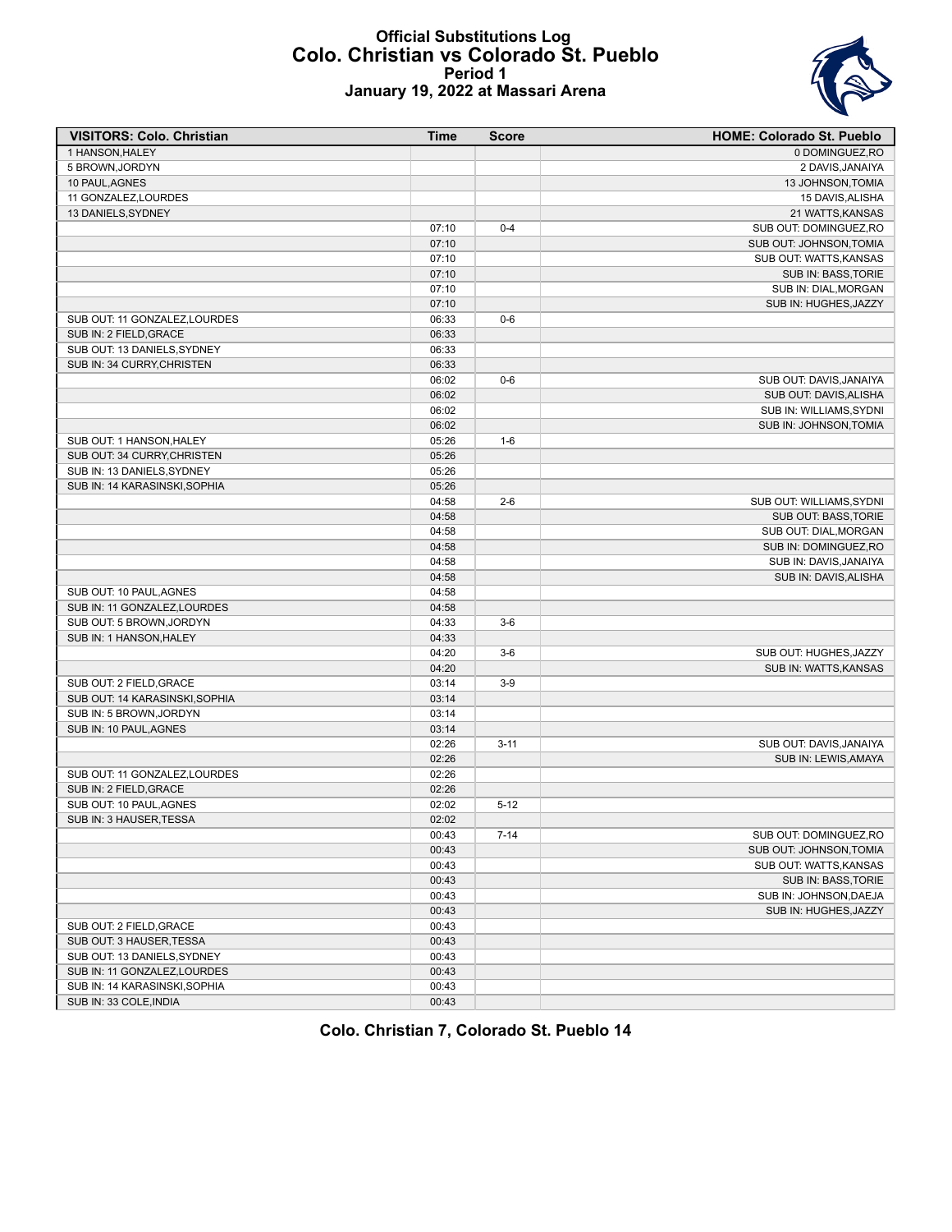# Official Substitutions Log
## Colo. Christian vs Colorado St. Pueblo
### Period 1
### January 19, 2022 at Massari Arena

| VISITORS: Colo. Christian | Time | Score | HOME: Colorado St. Pueblo |
|---|---|---|---|
| 1 HANSON,HALEY | | | 0 DOMINGUEZ,RO |
| 5 BROWN,JORDYN | | | 2 DAVIS,JANAIYA |
| 10 PAUL,AGNES | | | 13 JOHNSON,TOMIA |
| 11 GONZALEZ,LOURDES | | | 15 DAVIS,ALISHA |
| 13 DANIELS,SYDNEY | | | 21 WATTS,KANSAS |
| | 07:10 | 0-4 | SUB OUT: DOMINGUEZ,RO |
| | 07:10 | | SUB OUT: JOHNSON,TOMIA |
| | 07:10 | | SUB OUT: WATTS,KANSAS |
| | 07:10 | | SUB IN: BASS,TORIE |
| | 07:10 | | SUB IN: DIAL,MORGAN |
| | 07:10 | | SUB IN: HUGHES,JAZZY |
| SUB OUT: 11 GONZALEZ,LOURDES | 06:33 | 0-6 | |
| SUB IN: 2 FIELD,GRACE | 06:33 | | |
| SUB OUT: 13 DANIELS,SYDNEY | 06:33 | | |
| SUB IN: 34 CURRY,CHRISTEN | 06:33 | | |
| | 06:02 | 0-6 | SUB OUT: DAVIS,JANAIYA |
| | 06:02 | | SUB OUT: DAVIS,ALISHA |
| | 06:02 | | SUB IN: WILLIAMS,SYDNI |
| | 06:02 | | SUB IN: JOHNSON,TOMIA |
| SUB OUT: 1 HANSON,HALEY | 05:26 | 1-6 | |
| SUB OUT: 34 CURRY,CHRISTEN | 05:26 | | |
| SUB IN: 13 DANIELS,SYDNEY | 05:26 | | |
| SUB IN: 14 KARASINSKI,SOPHIA | 05:26 | | |
| | 04:58 | 2-6 | SUB OUT: WILLIAMS,SYDNI |
| | 04:58 | | SUB OUT: BASS,TORIE |
| | 04:58 | | SUB OUT: DIAL,MORGAN |
| | 04:58 | | SUB IN: DOMINGUEZ,RO |
| | 04:58 | | SUB IN: DAVIS,JANAIYA |
| | 04:58 | | SUB IN: DAVIS,ALISHA |
| SUB OUT: 10 PAUL,AGNES | 04:58 | | |
| SUB IN: 11 GONZALEZ,LOURDES | 04:58 | | |
| SUB OUT: 5 BROWN,JORDYN | 04:33 | 3-6 | |
| SUB IN: 1 HANSON,HALEY | 04:33 | | |
| | 04:20 | 3-6 | SUB OUT: HUGHES,JAZZY |
| | 04:20 | | SUB IN: WATTS,KANSAS |
| SUB OUT: 2 FIELD,GRACE | 03:14 | 3-9 | |
| SUB OUT: 14 KARASINSKI,SOPHIA | 03:14 | | |
| SUB IN: 5 BROWN,JORDYN | 03:14 | | |
| SUB IN: 10 PAUL,AGNES | 03:14 | | |
| | 02:26 | 3-11 | SUB OUT: DAVIS,JANAIYA |
| | 02:26 | | SUB IN: LEWIS,AMAYA |
| SUB OUT: 11 GONZALEZ,LOURDES | 02:26 | | |
| SUB IN: 2 FIELD,GRACE | 02:26 | | |
| SUB OUT: 10 PAUL,AGNES | 02:02 | 5-12 | |
| SUB IN: 3 HAUSER,TESSA | 02:02 | | |
| | 00:43 | 7-14 | SUB OUT: DOMINGUEZ,RO |
| | 00:43 | | SUB OUT: JOHNSON,TOMIA |
| | 00:43 | | SUB OUT: WATTS,KANSAS |
| | 00:43 | | SUB IN: BASS,TORIE |
| | 00:43 | | SUB IN: JOHNSON,DAEJA |
| | 00:43 | | SUB IN: HUGHES,JAZZY |
| SUB OUT: 2 FIELD,GRACE | 00:43 | | |
| SUB OUT: 3 HAUSER,TESSA | 00:43 | | |
| SUB OUT: 13 DANIELS,SYDNEY | 00:43 | | |
| SUB IN: 11 GONZALEZ,LOURDES | 00:43 | | |
| SUB IN: 14 KARASINSKI,SOPHIA | 00:43 | | |
| SUB IN: 33 COLE,INDIA | 00:43 | | |

**Colo. Christian 7, Colorado St. Pueblo 14**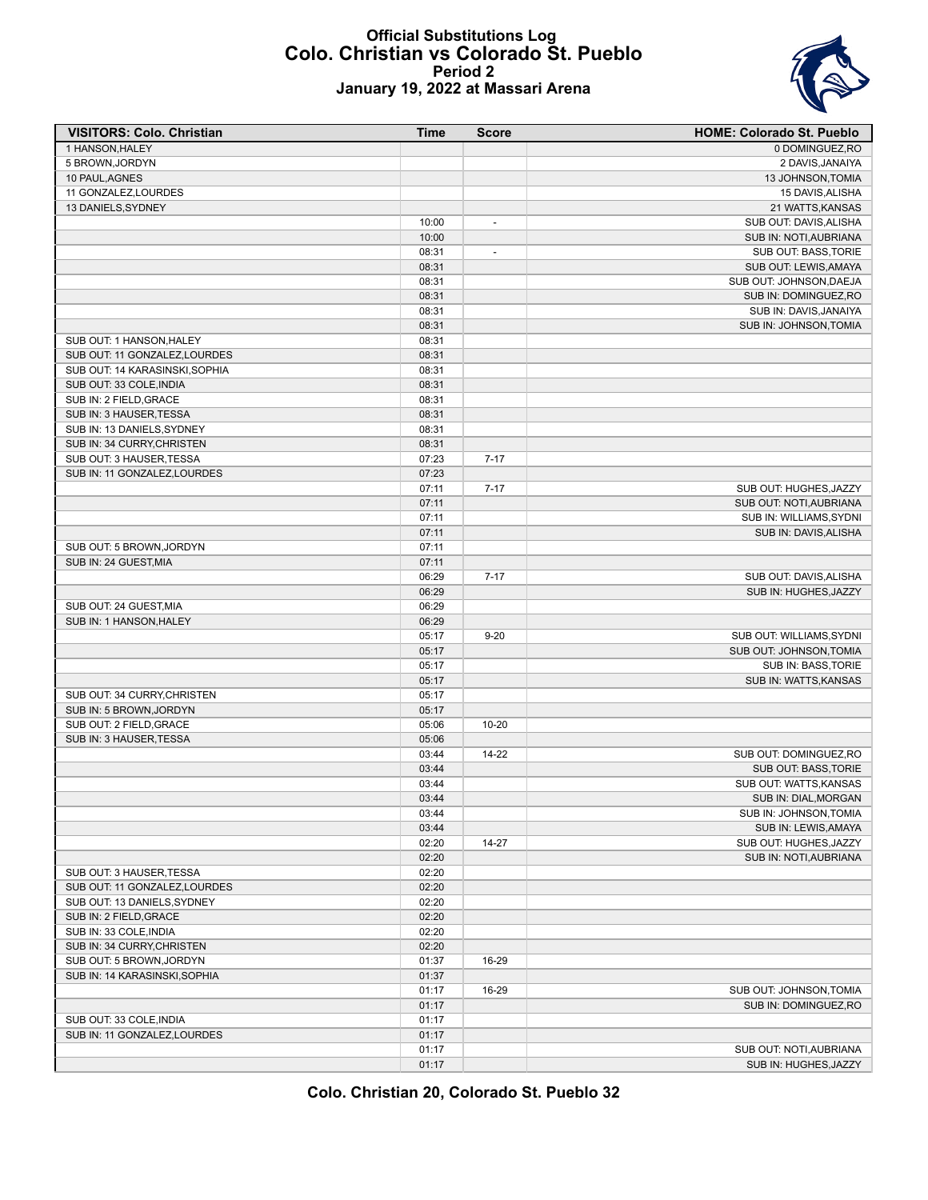# Official Substitutions Log
## Colo. Christian vs Colorado St. Pueblo
### Period 2
### January 19, 2022 at Massari Arena

| VISITORS: Colo. Christian | Time | Score | HOME: Colorado St. Pueblo |
|---|---|---|---|
| 1 HANSON,HALEY | | | 0 DOMINGUEZ,RO |
| 5 BROWN,JORDYN | | | 2 DAVIS,JANAIYA |
| 10 PAUL,AGNES | | | 13 JOHNSON,TOMIA |
| 11 GONZALEZ,LOURDES | | | 15 DAVIS,ALISHA |
| 13 DANIELS,SYDNEY | | | 21 WATTS,KANSAS |
| | 10:00 | - | SUB OUT: DAVIS,ALISHA |
| | 10:00 | | SUB IN: NOTI,AUBRIANA |
| | 08:31 | - | SUB OUT: BASS,TORIE |
| | 08:31 | | SUB OUT: LEWIS,AMAYA |
| | 08:31 | | SUB OUT: JOHNSON,DAEJA |
| | 08:31 | | SUB IN: DOMINGUEZ,RO |
| | 08:31 | | SUB IN: DAVIS,JANAIYA |
| | 08:31 | | SUB IN: JOHNSON,TOMIA |
| SUB OUT: 1 HANSON,HALEY | 08:31 | | |
| SUB OUT: 11 GONZALEZ,LOURDES | 08:31 | | |
| SUB OUT: 14 KARASINSKI,SOPHIA | 08:31 | | |
| SUB OUT: 33 COLE,INDIA | 08:31 | | |
| SUB IN: 2 FIELD,GRACE | 08:31 | | |
| SUB IN: 3 HAUSER,TESSA | 08:31 | | |
| SUB IN: 13 DANIELS,SYDNEY | 08:31 | | |
| SUB IN: 34 CURRY,CHRISTEN | 08:31 | | |
| SUB OUT: 3 HAUSER,TESSA | 07:23 | 7-17 | |
| SUB IN: 11 GONZALEZ,LOURDES | 07:23 | | |
| | 07:11 | 7-17 | SUB OUT: HUGHES,JAZZY |
| | 07:11 | | SUB OUT: NOTI,AUBRIANA |
| | 07:11 | | SUB IN: WILLIAMS,SYDNI |
| | 07:11 | | SUB IN: DAVIS,ALISHA |
| SUB OUT: 5 BROWN,JORDYN | 07:11 | | |
| SUB IN: 24 GUEST,MIA | 07:11 | | |
| | 06:29 | 7-17 | SUB OUT: DAVIS,ALISHA |
| | 06:29 | | SUB IN: HUGHES,JAZZY |
| SUB OUT: 24 GUEST,MIA | 06:29 | | |
| SUB IN: 1 HANSON,HALEY | 06:29 | | |
| | 05:17 | 9-20 | SUB OUT: WILLIAMS,SYDNI |
| | 05:17 | | SUB OUT: JOHNSON,TOMIA |
| | 05:17 | | SUB IN: BASS,TORIE |
| | 05:17 | | SUB IN: WATTS,KANSAS |
| SUB OUT: 34 CURRY,CHRISTEN | 05:17 | | |
| SUB IN: 5 BROWN,JORDYN | 05:17 | | |
| SUB OUT: 2 FIELD,GRACE | 05:06 | 10-20 | |
| SUB IN: 3 HAUSER,TESSA | 05:06 | | |
| | 03:44 | 14-22 | SUB OUT: DOMINGUEZ,RO |
| | 03:44 | | SUB OUT: BASS,TORIE |
| | 03:44 | | SUB OUT: WATTS,KANSAS |
| | 03:44 | | SUB IN: DIAL,MORGAN |
| | 03:44 | | SUB IN: JOHNSON,TOMIA |
| | 03:44 | | SUB IN: LEWIS,AMAYA |
| | 02:20 | 14-27 | SUB OUT: HUGHES,JAZZY |
| | 02:20 | | SUB IN: NOTI,AUBRIANA |
| SUB OUT: 3 HAUSER,TESSA | 02:20 | | |
| SUB OUT: 11 GONZALEZ,LOURDES | 02:20 | | |
| SUB OUT: 13 DANIELS,SYDNEY | 02:20 | | |
| SUB IN: 2 FIELD,GRACE | 02:20 | | |
| SUB IN: 33 COLE,INDIA | 02:20 | | |
| SUB IN: 34 CURRY,CHRISTEN | 02:20 | | |
| SUB OUT: 5 BROWN,JORDYN | 01:37 | 16-29 | |
| SUB IN: 14 KARASINSKI,SOPHIA | 01:37 | | |
| | 01:17 | 16-29 | SUB OUT: JOHNSON,TOMIA |
| | 01:17 | | SUB IN: DOMINGUEZ,RO |
| SUB OUT: 33 COLE,INDIA | 01:17 | | |
| SUB IN: 11 GONZALEZ,LOURDES | 01:17 | | |
| | 01:17 | | SUB OUT: NOTI,AUBRIANA |
| | 01:17 | | SUB IN: HUGHES,JAZZY |

**Colo. Christian 20, Colorado St. Pueblo 32**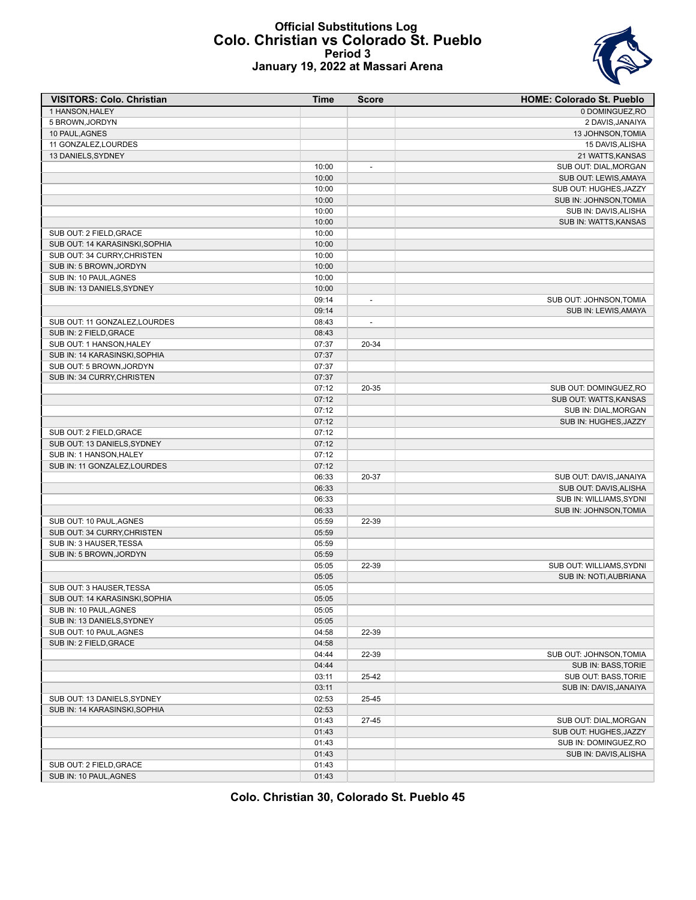# Official Substitutions Log
## Colo. Christian vs Colorado St. Pueblo
### Period 3
### January 19, 2022 at Massari Arena

| VISITORS: Colo. Christian | Time | Score | HOME: Colorado St. Pueblo |
|---|---|---|---|
| 1 HANSON,HALEY | | | 0 DOMINGUEZ,RO |
| 5 BROWN,JORDYN | | | 2 DAVIS,JANAIYA |
| 10 PAUL,AGNES | | | 13 JOHNSON,TOMIA |
| 11 GONZALEZ,LOURDES | | | 15 DAVIS,ALISHA |
| 13 DANIELS,SYDNEY | | | 21 WATTS,KANSAS |
| | 10:00 | - | SUB OUT: DIAL,MORGAN |
| | 10:00 | | SUB OUT: LEWIS,AMAYA |
| | 10:00 | | SUB OUT: HUGHES,JAZZY |
| | 10:00 | | SUB IN: JOHNSON,TOMIA |
| | 10:00 | | SUB IN: DAVIS,ALISHA |
| | 10:00 | | SUB IN: WATTS,KANSAS |
| SUB OUT: 2 FIELD,GRACE | 10:00 | | |
| SUB OUT: 14 KARASINSKI,SOPHIA | 10:00 | | |
| SUB OUT: 34 CURRY,CHRISTEN | 10:00 | | |
| SUB IN: 5 BROWN,JORDYN | 10:00 | | |
| SUB IN: 10 PAUL,AGNES | 10:00 | | |
| SUB IN: 13 DANIELS,SYDNEY | 10:00 | | |
| | 09:14 | - | SUB OUT: JOHNSON,TOMIA |
| | 09:14 | | SUB IN: LEWIS,AMAYA |
| SUB OUT: 11 GONZALEZ,LOURDES | 08:43 | - | |
| SUB IN: 2 FIELD,GRACE | 08:43 | | |
| SUB OUT: 1 HANSON,HALEY | 07:37 | 20-34 | |
| SUB IN: 14 KARASINSKI,SOPHIA | 07:37 | | |
| SUB OUT: 5 BROWN,JORDYN | 07:37 | | |
| SUB IN: 34 CURRY,CHRISTEN | 07:37 | | |
| | 07:12 | 20-35 | SUB OUT: DOMINGUEZ,RO |
| | 07:12 | | SUB OUT: WATTS,KANSAS |
| | 07:12 | | SUB IN: DIAL,MORGAN |
| | 07:12 | | SUB IN: HUGHES,JAZZY |
| SUB OUT: 2 FIELD,GRACE | 07:12 | | |
| SUB OUT: 13 DANIELS,SYDNEY | 07:12 | | |
| SUB IN: 1 HANSON,HALEY | 07:12 | | |
| SUB IN: 11 GONZALEZ,LOURDES | 07:12 | | |
| | 06:33 | 20-37 | SUB OUT: DAVIS,JANAIYA |
| | 06:33 | | SUB OUT: DAVIS,ALISHA |
| | 06:33 | | SUB IN: WILLIAMS,SYDNI |
| | 06:33 | | SUB IN: JOHNSON,TOMIA |
| SUB OUT: 10 PAUL,AGNES | 05:59 | 22-39 | |
| SUB OUT: 34 CURRY,CHRISTEN | 05:59 | | |
| SUB IN: 3 HAUSER,TESSA | 05:59 | | |
| SUB IN: 5 BROWN,JORDYN | 05:59 | | |
| | 05:05 | 22-39 | SUB OUT: WILLIAMS,SYDNI |
| | 05:05 | | SUB IN: NOTI,AUBRIANA |
| SUB OUT: 3 HAUSER,TESSA | 05:05 | | |
| SUB OUT: 14 KARASINSKI,SOPHIA | 05:05 | | |
| SUB IN: 10 PAUL,AGNES | 05:05 | | |
| SUB IN: 13 DANIELS,SYDNEY | 05:05 | | |
| SUB OUT: 10 PAUL,AGNES | 04:58 | 22-39 | |
| SUB IN: 2 FIELD,GRACE | 04:58 | | |
| | 04:44 | 22-39 | SUB OUT: JOHNSON,TOMIA |
| | 04:44 | | SUB IN: BASS,TORIE |
| | 03:11 | 25-42 | SUB OUT: BASS,TORIE |
| | 03:11 | | SUB IN: DAVIS,JANAIYA |
| SUB OUT: 13 DANIELS,SYDNEY | 02:53 | 25-45 | |
| SUB IN: 14 KARASINSKI,SOPHIA | 02:53 | | |
| | 01:43 | 27-45 | SUB OUT: DIAL,MORGAN |
| | 01:43 | | SUB OUT: HUGHES,JAZZY |
| | 01:43 | | SUB IN: DOMINGUEZ,RO |
| | 01:43 | | SUB IN: DAVIS,ALISHA |
| SUB OUT: 2 FIELD,GRACE | 01:43 | | |
| SUB IN: 10 PAUL,AGNES | 01:43 | | |

**Colo. Christian 30, Colorado St. Pueblo 45**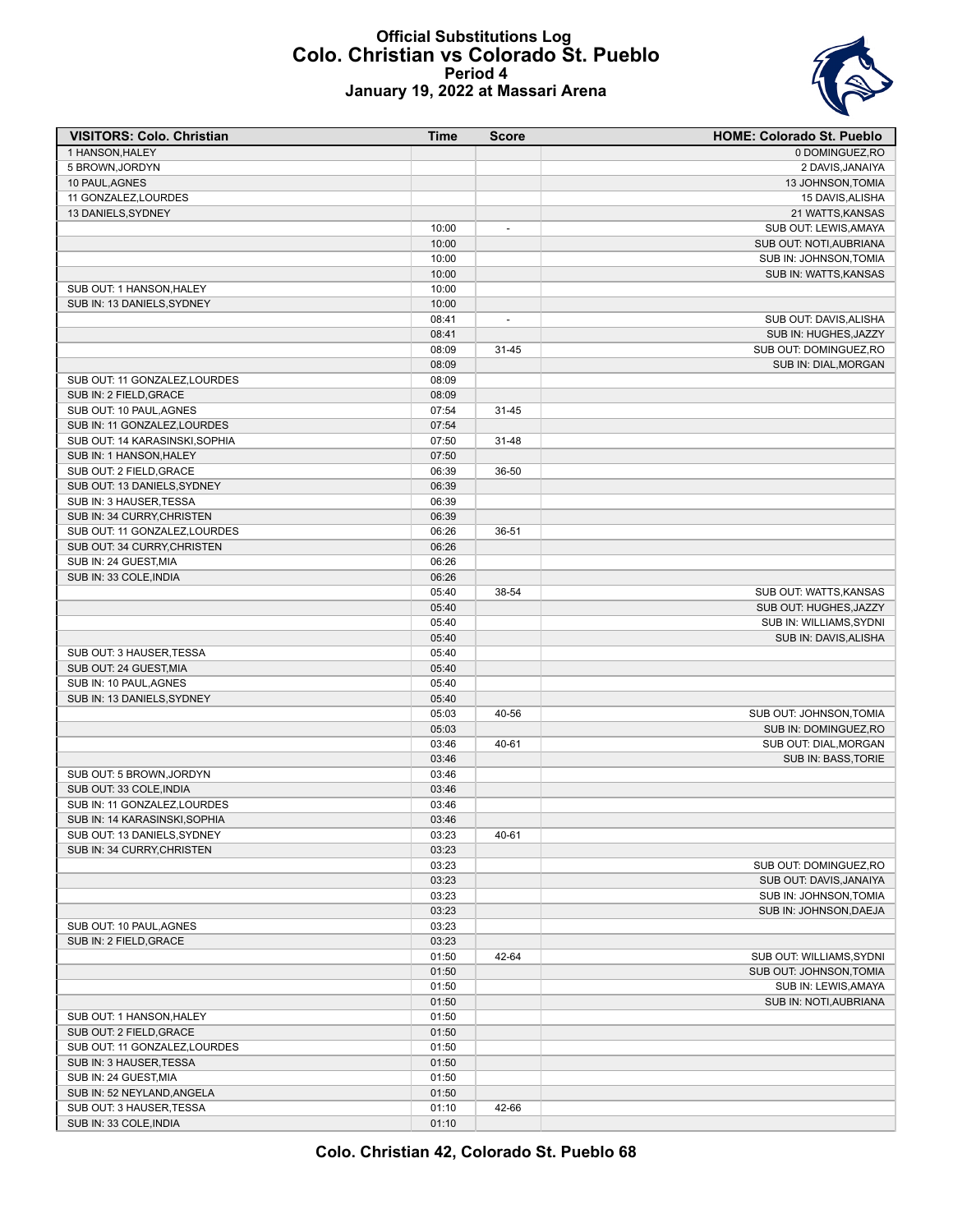# Official Substitutions Log
## Colo. Christian vs Colorado St. Pueblo
### Period 4
### January 19, 2022 at Massari Arena

| VISITORS: Colo. Christian | Time | Score | HOME: Colorado St. Pueblo |
|---|---|---|---|
| 1 HANSON,HALEY | | | 0 DOMINGUEZ,RO |
| 5 BROWN,JORDYN | | | 2 DAVIS,JANAIYA |
| 10 PAUL,AGNES | | | 13 JOHNSON,TOMIA |
| 11 GONZALEZ,LOURDES | | | 15 DAVIS,ALISHA |
| 13 DANIELS,SYDNEY | | | 21 WATTS,KANSAS |
| | 10:00 | - | SUB OUT: LEWIS,AMAYA |
| | 10:00 | | SUB OUT: NOTI,AUBRIANA |
| | 10:00 | | SUB IN: JOHNSON,TOMIA |
| | 10:00 | | SUB IN: WATTS,KANSAS |
| SUB OUT: 1 HANSON,HALEY | 10:00 | | |
| SUB IN: 13 DANIELS,SYDNEY | 10:00 | | |
| | 08:41 | - | SUB OUT: DAVIS,ALISHA |
| | 08:41 | | SUB IN: HUGHES,JAZZY |
| | 08:09 | 31-45 | SUB OUT: DOMINGUEZ,RO |
| | 08:09 | | SUB IN: DIAL,MORGAN |
| SUB OUT: 11 GONZALEZ,LOURDES | 08:09 | | |
| SUB IN: 2 FIELD,GRACE | 08:09 | | |
| SUB OUT: 10 PAUL,AGNES | 07:54 | 31-45 | |
| SUB IN: 11 GONZALEZ,LOURDES | 07:54 | | |
| SUB OUT: 14 KARASINSKI,SOPHIA | 07:50 | 31-48 | |
| SUB IN: 1 HANSON,HALEY | 07:50 | | |
| SUB OUT: 2 FIELD,GRACE | 06:39 | 36-50 | |
| SUB OUT: 13 DANIELS,SYDNEY | 06:39 | | |
| SUB IN: 3 HAUSER,TESSA | 06:39 | | |
| SUB IN: 34 CURRY,CHRISTEN | 06:39 | | |
| SUB OUT: 11 GONZALEZ,LOURDES | 06:26 | 36-51 | |
| SUB OUT: 34 CURRY,CHRISTEN | 06:26 | | |
| SUB IN: 24 GUEST,MIA | 06:26 | | |
| SUB IN: 33 COLE,INDIA | 06:26 | | |
| | 05:40 | 38-54 | SUB OUT: WATTS,KANSAS |
| | 05:40 | | SUB OUT: HUGHES,JAZZY |
| | 05:40 | | SUB IN: WILLIAMS,SYDNI |
| | 05:40 | | SUB IN: DAVIS,ALISHA |
| SUB OUT: 3 HAUSER,TESSA | 05:40 | | |
| SUB OUT: 24 GUEST,MIA | 05:40 | | |
| SUB IN: 10 PAUL,AGNES | 05:40 | | |
| SUB IN: 13 DANIELS,SYDNEY | 05:40 | | |
| | 05:03 | 40-56 | SUB OUT: JOHNSON,TOMIA |
| | 05:03 | | SUB IN: DOMINGUEZ,RO |
| | 03:46 | 40-61 | SUB OUT: DIAL,MORGAN |
| | 03:46 | | SUB IN: BASS,TORIE |
| SUB OUT: 5 BROWN,JORDYN | 03:46 | | |
| SUB OUT: 33 COLE,INDIA | 03:46 | | |
| SUB IN: 11 GONZALEZ,LOURDES | 03:46 | | |
| SUB IN: 14 KARASINSKI,SOPHIA | 03:46 | | |
| SUB OUT: 13 DANIELS,SYDNEY | 03:23 | 40-61 | |
| SUB IN: 34 CURRY,CHRISTEN | 03:23 | | |
| | 03:23 | | SUB OUT: DOMINGUEZ,RO |
| | 03:23 | | SUB OUT: DAVIS,JANAIYA |
| | 03:23 | | SUB IN: JOHNSON,TOMIA |
| | 03:23 | | SUB IN: JOHNSON,DAEJA |
| SUB OUT: 10 PAUL,AGNES | 03:23 | | |
| SUB IN: 2 FIELD,GRACE | 03:23 | | |
| | 01:50 | 42-64 | SUB OUT: WILLIAMS,SYDNI |
| | 01:50 | | SUB OUT: JOHNSON,TOMIA |
| | 01:50 | | SUB IN: LEWIS,AMAYA |
| | 01:50 | | SUB IN: NOTI,AUBRIANA |
| SUB OUT: 1 HANSON,HALEY | 01:50 | | |
| SUB OUT: 2 FIELD,GRACE | 01:50 | | |
| SUB OUT: 11 GONZALEZ,LOURDES | 01:50 | | |
| SUB IN: 3 HAUSER,TESSA | 01:50 | | |
| SUB IN: 24 GUEST,MIA | 01:50 | | |
| SUB IN: 52 NEYLAND,ANGELA | 01:50 | | |
| SUB OUT: 3 HAUSER,TESSA | 01:10 | 42-66 | |
| SUB IN: 33 COLE,INDIA | 01:10 | | |

**Colo. Christian 42, Colorado St. Pueblo 68**